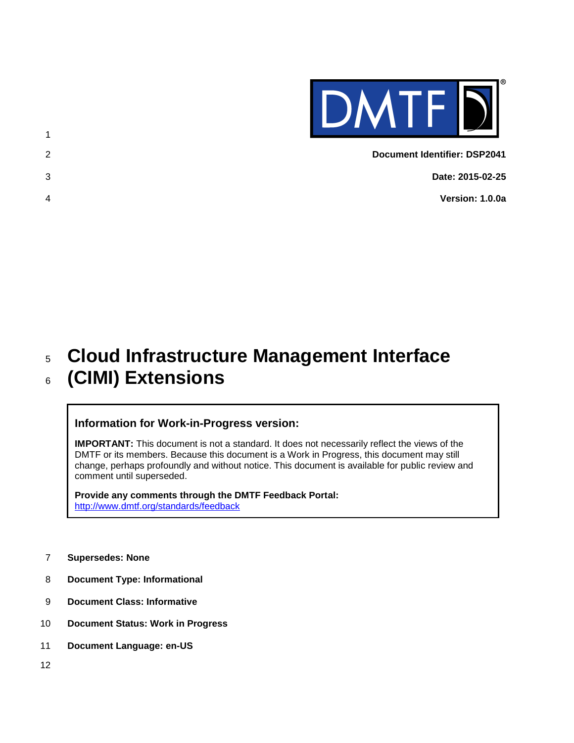**Document Identifier: DSP2041**

**Date: 2015-02-25**

**Version: 1.0.0a**

# Cloud Infrastructure Management Interface (CIMI) Extensions

> ### Information for Work-in-Progress version:
>
> **IMPORTANT:** This document is not a standard. It does not necessarily reflect the views of the DMTF or its members. Because this document is a Work in Progress, this document may still change, perhaps profoundly and without notice. This document is available for public review and comment until superseded.
>
> **Provide any comments through the DMTF Feedback Portal:**
> http://www.dmtf.org/standards/feedback

**Supersedes: None**

**Document Type: Informational**

**Document Class: Informative**

**Document Status: Work in Progress**

**Document Language: en-US**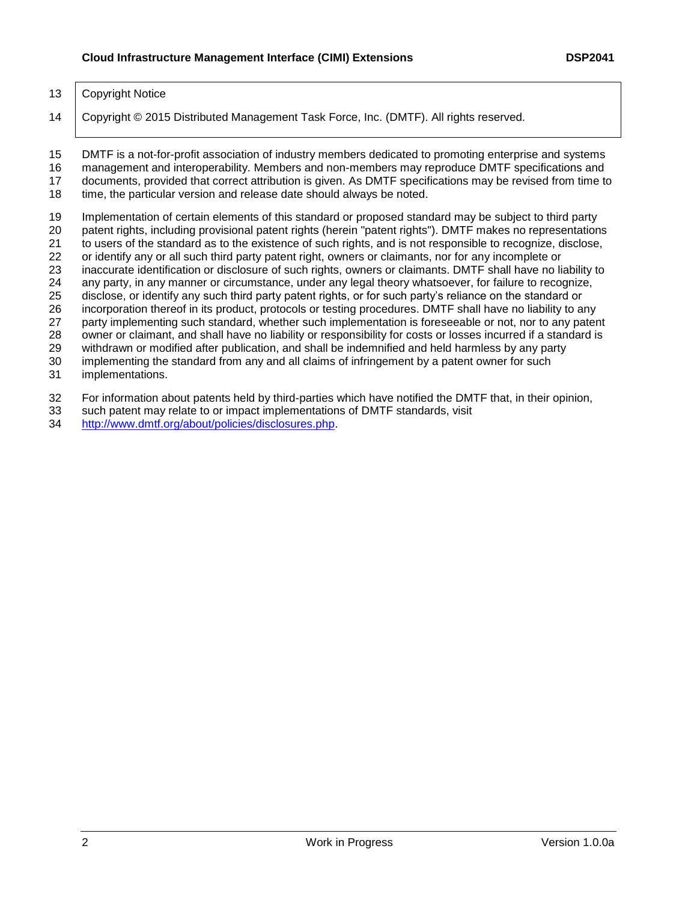Copyright Notice

Copyright © 2015 Distributed Management Task Force, Inc. (DMTF). All rights reserved.

DMTF is a not-for-profit association of industry members dedicated to promoting enterprise and systems management and interoperability. Members and non-members may reproduce DMTF specifications and documents, provided that correct attribution is given. As DMTF specifications may be revised from time to time, the particular version and release date should always be noted.

Implementation of certain elements of this standard or proposed standard may be subject to third party patent rights, including provisional patent rights (herein "patent rights"). DMTF makes no representations to users of the standard as to the existence of such rights, and is not responsible to recognize, disclose, or identify any or all such third party patent right, owners or claimants, nor for any incomplete or inaccurate identification or disclosure of such rights, owners or claimants. DMTF shall have no liability to any party, in any manner or circumstance, under any legal theory whatsoever, for failure to recognize, disclose, or identify any such third party patent rights, or for such party's reliance on the standard or incorporation thereof in its product, protocols or testing procedures. DMTF shall have no liability to any party implementing such standard, whether such implementation is foreseeable or not, nor to any patent owner or claimant, and shall have no liability or responsibility for costs or losses incurred if a standard is withdrawn or modified after publication, and shall be indemnified and held harmless by any party implementing the standard from any and all claims of infringement by a patent owner for such implementations.

For information about patents held by third-parties which have notified the DMTF that, in their opinion, such patent may relate to or impact implementations of DMTF standards, visit http://www.dmtf.org/about/policies/disclosures.php.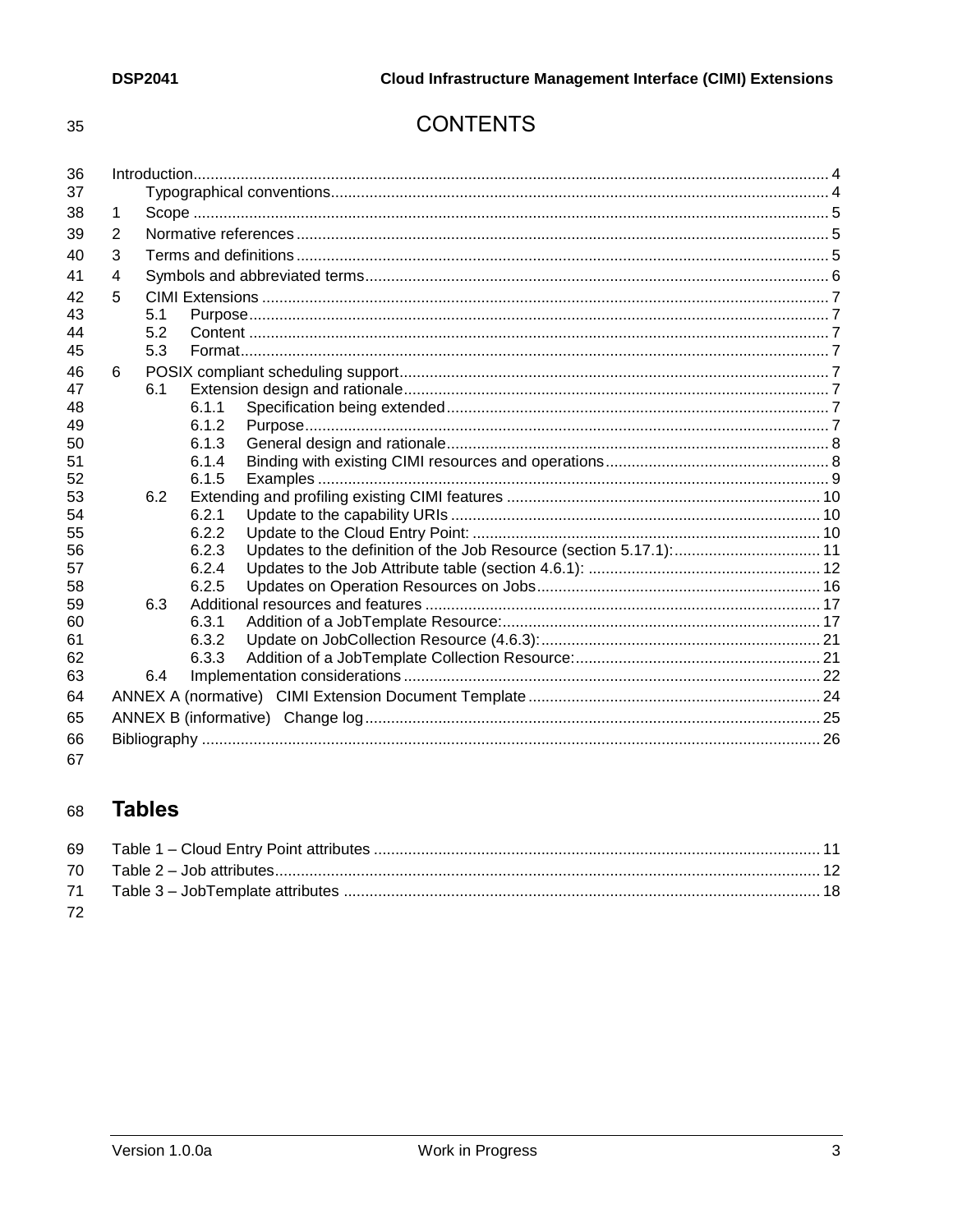# CONTENTS

Introduction .................................................. 4

  Typographical conventions .................................................. 4

1 Scope .................................................. 5

2 Normative references .................................................. 5

3 Terms and definitions .................................................. 5

4 Symbols and abbreviated terms .................................................. 6

5 CIMI Extensions .................................................. 7

  5.1 Purpose .................................................. 7

  5.2 Content .................................................. 7

  5.3 Format .................................................. 7

6 POSIX compliant scheduling support .................................................. 7

  6.1 Extension design and rationale .................................................. 7

    6.1.1 Specification being extended .................................................. 7

    6.1.2 Purpose .................................................. 7

    6.1.3 General design and rationale .................................................. 8

    6.1.4 Binding with existing CIMI resources and operations .................................................. 8

    6.1.5 Examples .................................................. 9

  6.2 Extending and profiling existing CIMI features .................................................. 10

    6.2.1 Update to the capability URIs .................................................. 10

    6.2.2 Update to the Cloud Entry Point: .................................................. 10

    6.2.3 Updates to the definition of the Job Resource (section 5.17.1): .................................................. 11

    6.2.4 Updates to the Job Attribute table (section 4.6.1): .................................................. 12

    6.2.5 Updates on Operation Resources on Jobs .................................................. 16

  6.3 Additional resources and features .................................................. 17

    6.3.1 Addition of a JobTemplate Resource: .................................................. 17

    6.3.2 Update on JobCollection Resource (4.6.3): .................................................. 21

    6.3.3 Addition of a JobTemplate Collection Resource: .................................................. 21

  6.4 Implementation considerations .................................................. 22

ANNEX A (normative) CIMI Extension Document Template .................................................. 24

ANNEX B (informative) Change log .................................................. 25

Bibliography .................................................. 26

# Tables

Table 1 – Cloud Entry Point attributes .................................................. 11

Table 2 – Job attributes .................................................. 12

Table 3 – JobTemplate attributes .................................................. 18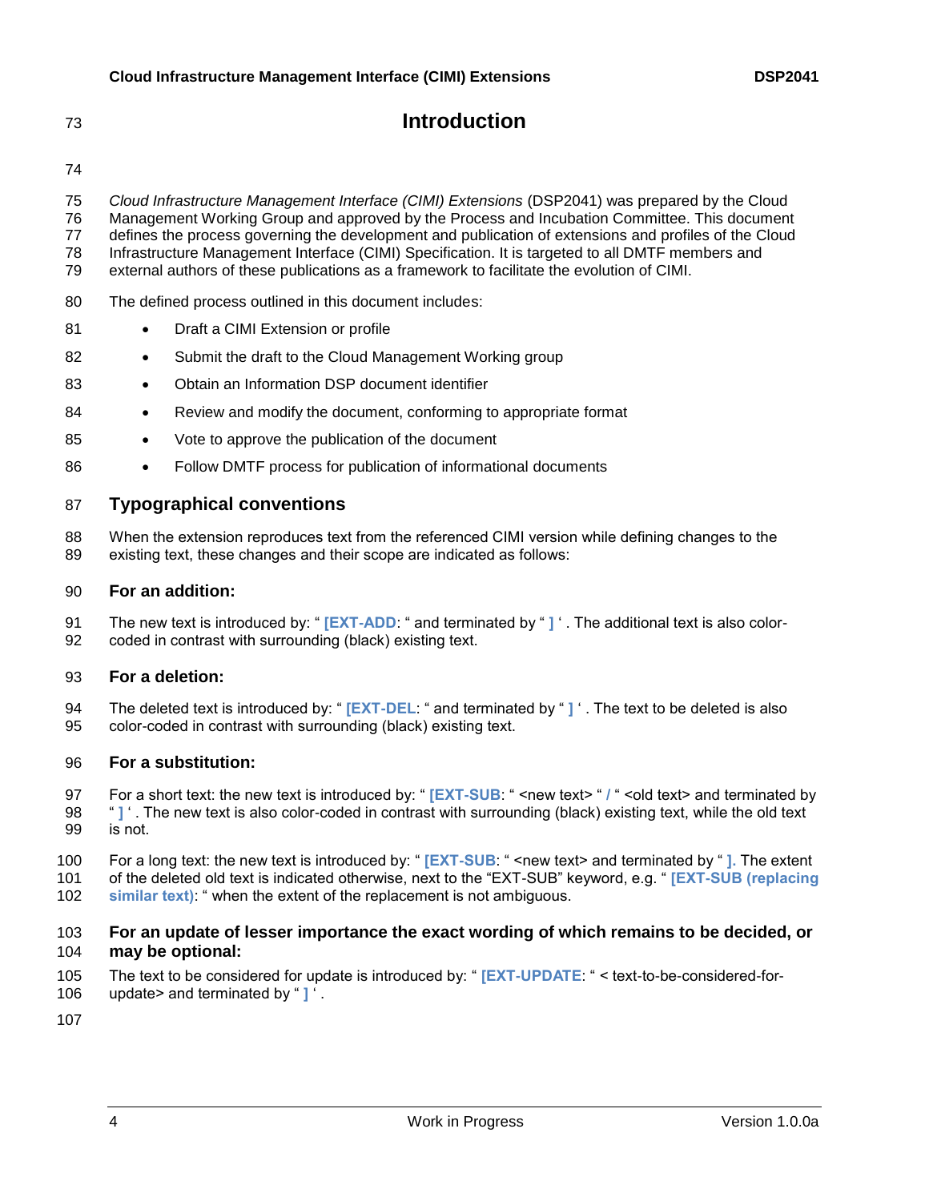# Introduction

*Cloud Infrastructure Management Interface (CIMI) Extensions* (DSP2041) was prepared by the Cloud Management Working Group and approved by the Process and Incubation Committee. This document defines the process governing the development and publication of extensions and profiles of the Cloud Infrastructure Management Interface (CIMI) Specification. It is targeted to all DMTF members and external authors of these publications as a framework to facilitate the evolution of CIMI.

The defined process outlined in this document includes:

- Draft a CIMI Extension or profile
- Submit the draft to the Cloud Management Working group
- Obtain an Information DSP document identifier
- Review and modify the document, conforming to appropriate format
- Vote to approve the publication of the document
- Follow DMTF process for publication of informational documents

## Typographical conventions

When the extension reproduces text from the referenced CIMI version while defining changes to the existing text, these changes and their scope are indicated as follows:

### For an addition:

The new text is introduced by: " **[EXT-ADD**: " and terminated by " **]** ' . The additional text is also color-coded in contrast with surrounding (black) existing text.

### For a deletion:

The deleted text is introduced by: " **[EXT-DEL**: " and terminated by " **]** ' . The text to be deleted is also color-coded in contrast with surrounding (black) existing text.

### For a substitution:

For a short text: the new text is introduced by: " **[EXT-SUB**: " <new text> " **/** " <old text> and terminated by " **]** ' . The new text is also color-coded in contrast with surrounding (black) existing text, while the old text is not.

For a long text: the new text is introduced by: " **[EXT-SUB**: " <new text> and terminated by " **].** The extent of the deleted old text is indicated otherwise, next to the "EXT-SUB" keyword, e.g. " **[EXT-SUB (replacing similar text)**: " when the extent of the replacement is not ambiguous.

### For an update of lesser importance the exact wording of which remains to be decided, or may be optional:

The text to be considered for update is introduced by: " **[EXT-UPDATE**: " < text-to-be-considered-for-update> and terminated by " **]** ' .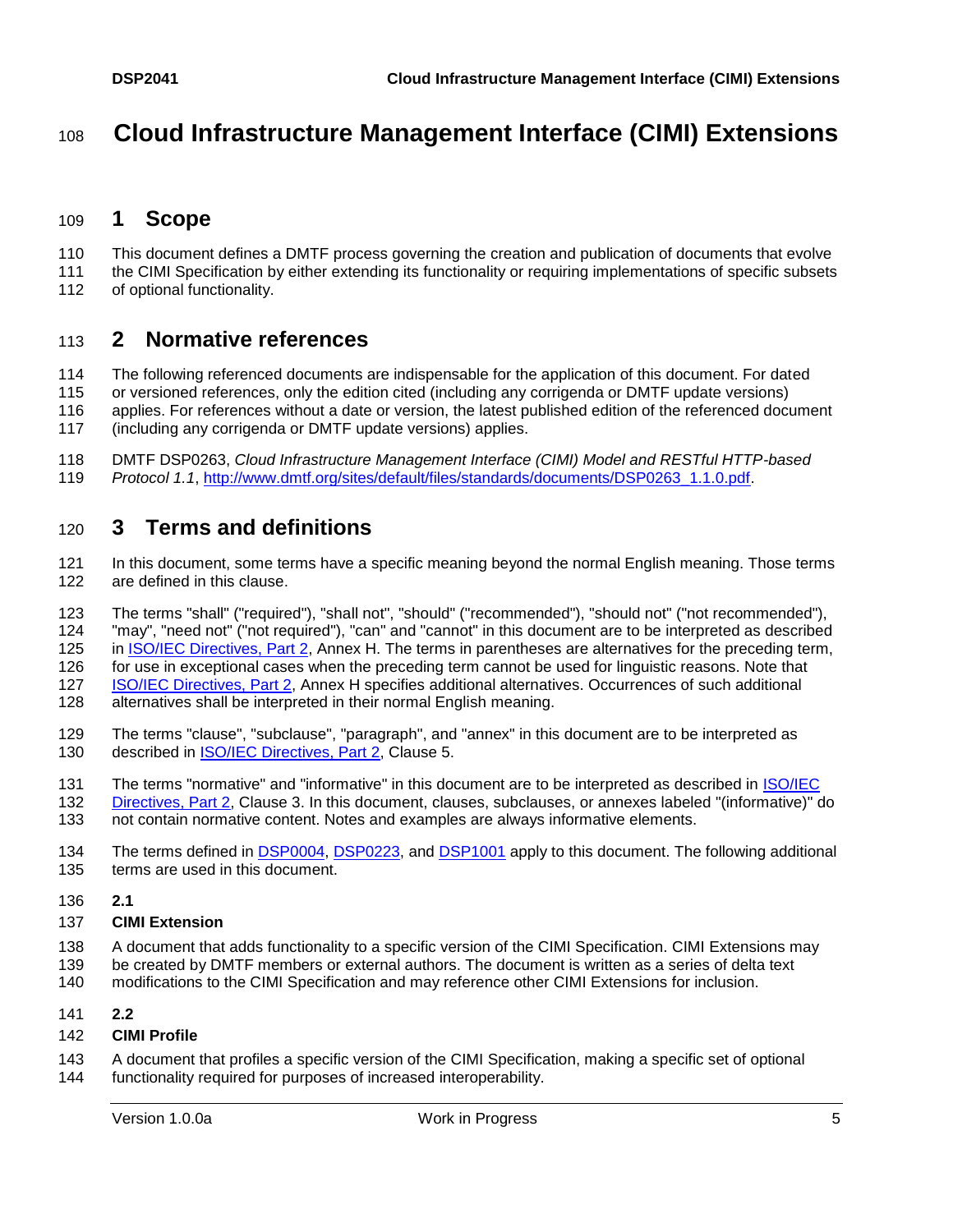# Cloud Infrastructure Management Interface (CIMI) Extensions

## 1 Scope

This document defines a DMTF process governing the creation and publication of documents that evolve the CIMI Specification by either extending its functionality or requiring implementations of specific subsets of optional functionality.

## 2 Normative references

The following referenced documents are indispensable for the application of this document. For dated or versioned references, only the edition cited (including any corrigenda or DMTF update versions) applies. For references without a date or version, the latest published edition of the referenced document (including any corrigenda or DMTF update versions) applies.

DMTF DSP0263, *Cloud Infrastructure Management Interface (CIMI) Model and RESTful HTTP-based Protocol 1.1*, [http://www.dmtf.org/sites/default/files/standards/documents/DSP0263_1.1.0.pdf](http://www.dmtf.org/sites/default/files/standards/documents/DSP0263_1.1.0.pdf).

## 3 Terms and definitions

In this document, some terms have a specific meaning beyond the normal English meaning. Those terms are defined in this clause.

The terms "shall" ("required"), "shall not", "should" ("recommended"), "should not" ("not recommended"), "may", "need not" ("not required"), "can" and "cannot" in this document are to be interpreted as described in ISO/IEC Directives, Part 2, Annex H. The terms in parentheses are alternatives for the preceding term, for use in exceptional cases when the preceding term cannot be used for linguistic reasons. Note that ISO/IEC Directives, Part 2, Annex H specifies additional alternatives. Occurrences of such additional alternatives shall be interpreted in their normal English meaning.

The terms "clause", "subclause", "paragraph", and "annex" in this document are to be interpreted as described in ISO/IEC Directives, Part 2, Clause 5.

The terms "normative" and "informative" in this document are to be interpreted as described in ISO/IEC Directives, Part 2, Clause 3. In this document, clauses, subclauses, or annexes labeled "(informative)" do not contain normative content. Notes and examples are always informative elements.

The terms defined in DSP0004, DSP0223, and DSP1001 apply to this document. The following additional terms are used in this document.

**2.1**

**CIMI Extension**

A document that adds functionality to a specific version of the CIMI Specification. CIMI Extensions may be created by DMTF members or external authors. The document is written as a series of delta text modifications to the CIMI Specification and may reference other CIMI Extensions for inclusion.

**2.2**

**CIMI Profile**

A document that profiles a specific version of the CIMI Specification, making a specific set of optional functionality required for purposes of increased interoperability.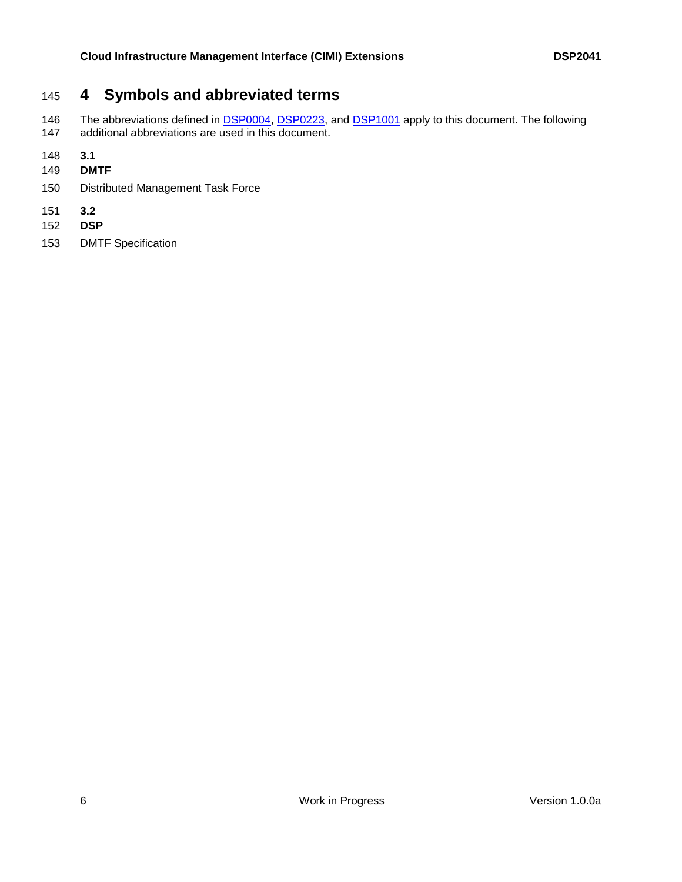# 4 Symbols and abbreviated terms

The abbreviations defined in DSP0004, DSP0223, and DSP1001 apply to this document. The following additional abbreviations are used in this document.

**3.1**

**DMTF**

Distributed Management Task Force

**3.2**

**DSP**

DMTF Specification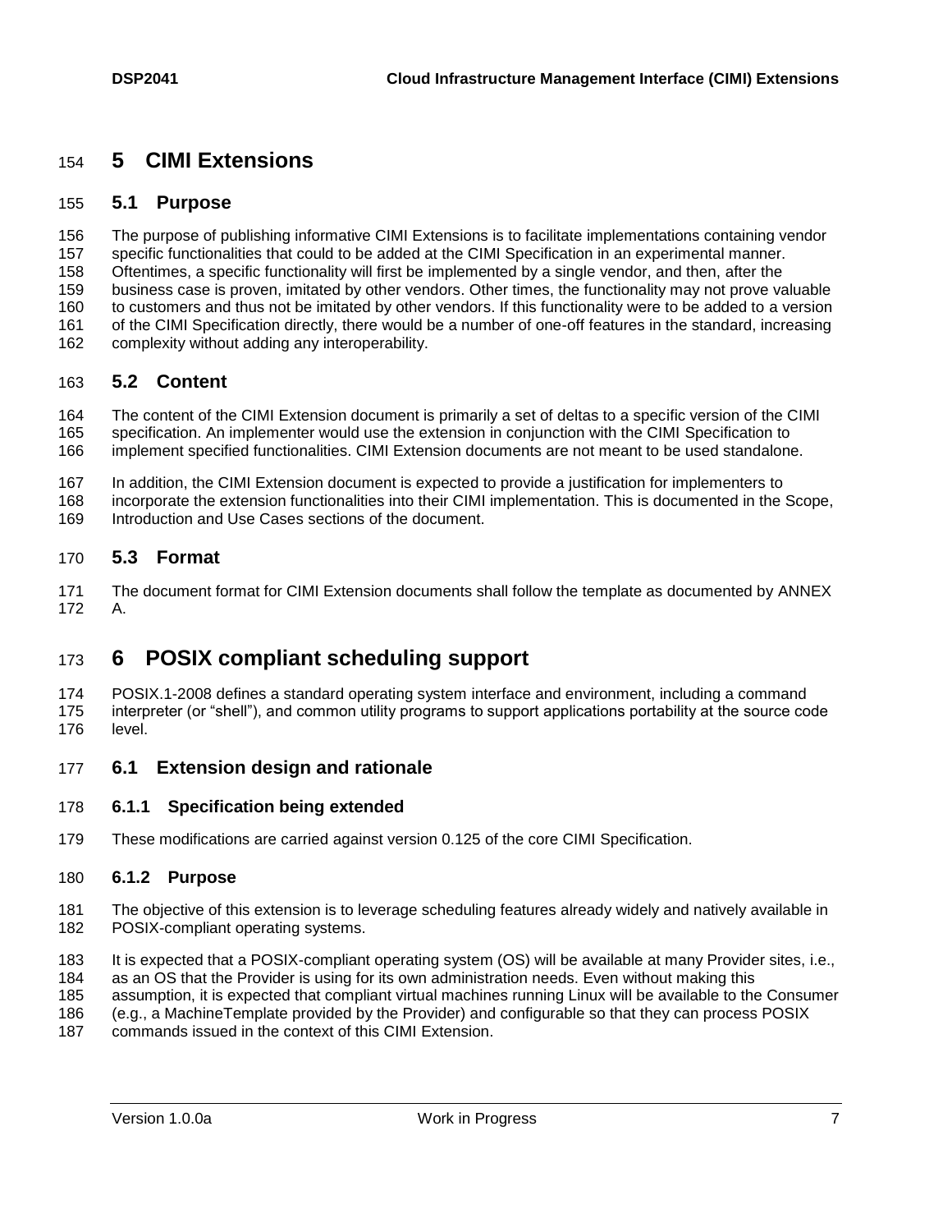# 5 CIMI Extensions

## 5.1 Purpose

The purpose of publishing informative CIMI Extensions is to facilitate implementations containing vendor specific functionalities that could to be added at the CIMI Specification in an experimental manner. Oftentimes, a specific functionality will first be implemented by a single vendor, and then, after the business case is proven, imitated by other vendors. Other times, the functionality may not prove valuable to customers and thus not be imitated by other vendors. If this functionality were to be added to a version of the CIMI Specification directly, there would be a number of one-off features in the standard, increasing complexity without adding any interoperability.

## 5.2 Content

The content of the CIMI Extension document is primarily a set of deltas to a specific version of the CIMI specification. An implementer would use the extension in conjunction with the CIMI Specification to implement specified functionalities. CIMI Extension documents are not meant to be used standalone.

In addition, the CIMI Extension document is expected to provide a justification for implementers to incorporate the extension functionalities into their CIMI implementation. This is documented in the Scope, Introduction and Use Cases sections of the document.

## 5.3 Format

The document format for CIMI Extension documents shall follow the template as documented by ANNEX A.

# 6 POSIX compliant scheduling support

POSIX.1-2008 defines a standard operating system interface and environment, including a command interpreter (or "shell"), and common utility programs to support applications portability at the source code level.

## 6.1 Extension design and rationale

### 6.1.1 Specification being extended

These modifications are carried against version 0.125 of the core CIMI Specification.

### 6.1.2 Purpose

The objective of this extension is to leverage scheduling features already widely and natively available in POSIX-compliant operating systems.

It is expected that a POSIX-compliant operating system (OS) will be available at many Provider sites, i.e., as an OS that the Provider is using for its own administration needs. Even without making this assumption, it is expected that compliant virtual machines running Linux will be available to the Consumer (e.g., a MachineTemplate provided by the Provider) and configurable so that they can process POSIX commands issued in the context of this CIMI Extension.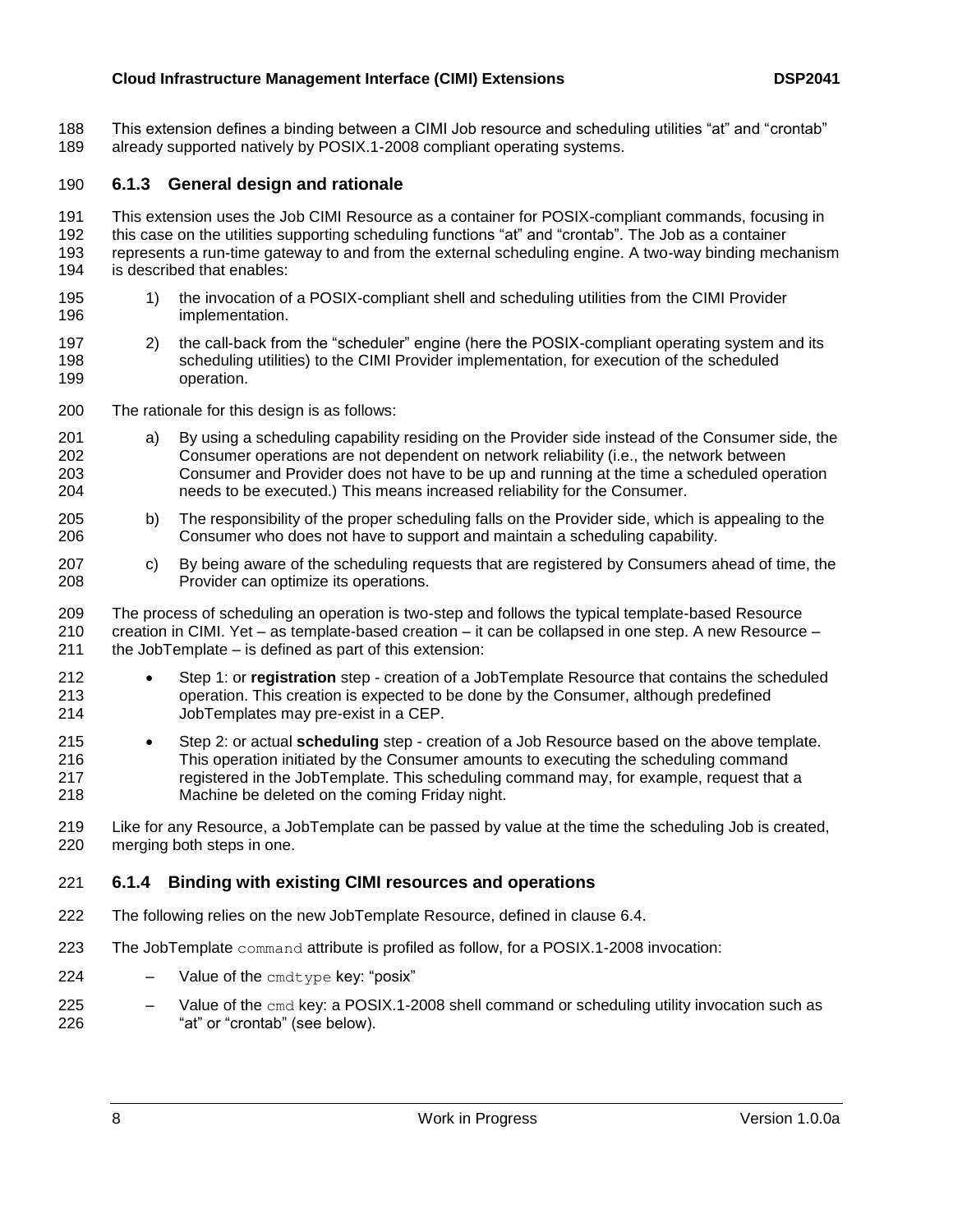This extension defines a binding between a CIMI Job resource and scheduling utilities "at" and "crontab" already supported natively by POSIX.1-2008 compliant operating systems.

### 6.1.3 General design and rationale

This extension uses the Job CIMI Resource as a container for POSIX-compliant commands, focusing in this case on the utilities supporting scheduling functions "at" and "crontab". The Job as a container represents a run-time gateway to and from the external scheduling engine. A two-way binding mechanism is described that enables:

1) the invocation of a POSIX-compliant shell and scheduling utilities from the CIMI Provider implementation.

2) the call-back from the "scheduler" engine (here the POSIX-compliant operating system and its scheduling utilities) to the CIMI Provider implementation, for execution of the scheduled operation.

The rationale for this design is as follows:

a) By using a scheduling capability residing on the Provider side instead of the Consumer side, the Consumer operations are not dependent on network reliability (i.e., the network between Consumer and Provider does not have to be up and running at the time a scheduled operation needs to be executed.) This means increased reliability for the Consumer.

b) The responsibility of the proper scheduling falls on the Provider side, which is appealing to the Consumer who does not have to support and maintain a scheduling capability.

c) By being aware of the scheduling requests that are registered by Consumers ahead of time, the Provider can optimize its operations.

The process of scheduling an operation is two-step and follows the typical template-based Resource creation in CIMI. Yet – as template-based creation – it can be collapsed in one step. A new Resource – the JobTemplate – is defined as part of this extension:

- Step 1: or **registration** step - creation of a JobTemplate Resource that contains the scheduled operation. This creation is expected to be done by the Consumer, although predefined JobTemplates may pre-exist in a CEP.
- Step 2: or actual **scheduling** step - creation of a Job Resource based on the above template. This operation initiated by the Consumer amounts to executing the scheduling command registered in the JobTemplate. This scheduling command may, for example, request that a Machine be deleted on the coming Friday night.

Like for any Resource, a JobTemplate can be passed by value at the time the scheduling Job is created, merging both steps in one.

### 6.1.4 Binding with existing CIMI resources and operations

The following relies on the new JobTemplate Resource, defined in clause 6.4.

The JobTemplate `command` attribute is profiled as follow, for a POSIX.1-2008 invocation:

– Value of the `cmdtype` key: "posix"

– Value of the `cmd` key: a POSIX.1-2008 shell command or scheduling utility invocation such as "at" or "crontab" (see below).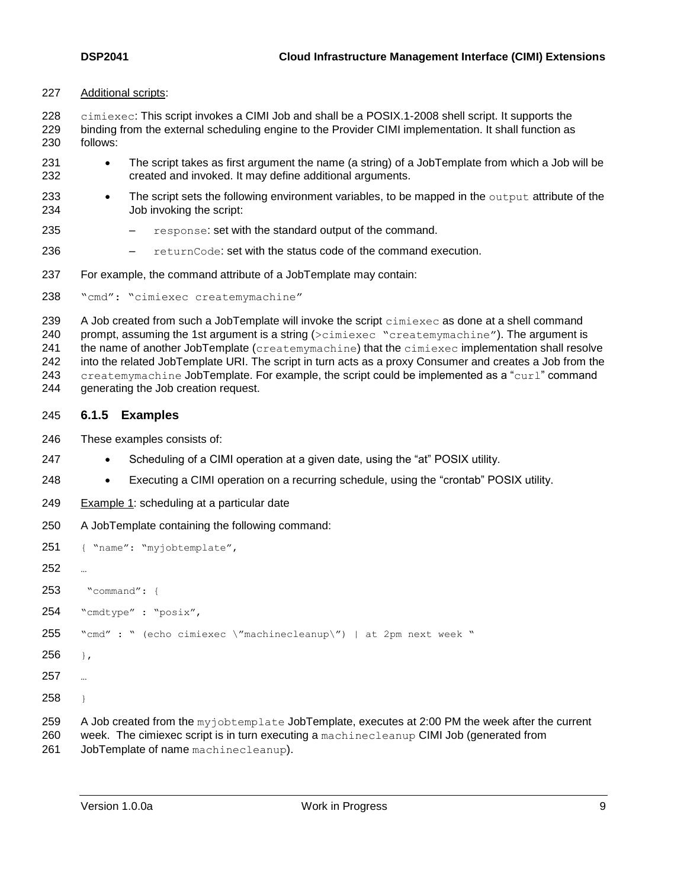Additional scripts:

`cimiexec`: This script invokes a CIMI Job and shall be a POSIX.1-2008 shell script. It supports the binding from the external scheduling engine to the Provider CIMI implementation. It shall function as follows:

- The script takes as first argument the name (a string) of a JobTemplate from which a Job will be created and invoked. It may define additional arguments.
- The script sets the following environment variables, to be mapped in the `output` attribute of the Job invoking the script:
  - `response`: set with the standard output of the command.
  - `returnCode`: set with the status code of the command execution.

For example, the command attribute of a JobTemplate may contain:

```
"cmd": "cimiexec createmymachine"
```

A Job created from such a JobTemplate will invoke the script `cimiexec` as done at a shell command prompt, assuming the 1st argument is a string (`>cimiexec "createmymachine"`). The argument is the name of another JobTemplate (`createmymachine`) that the `cimiexec` implementation shall resolve into the related JobTemplate URI. The script in turn acts as a proxy Consumer and creates a Job from the `createmymachine` JobTemplate. For example, the script could be implemented as a "`curl`" command generating the Job creation request.

### 6.1.5 Examples

These examples consists of:

- Scheduling of a CIMI operation at a given date, using the "at" POSIX utility.
- Executing a CIMI operation on a recurring schedule, using the "crontab" POSIX utility.

Example 1: scheduling at a particular date

A JobTemplate containing the following command:

```
{ "name": "myjobtemplate",
…
 "command": {
"cmdtype" : "posix",
"cmd" : " (echo cimiexec \"machinecleanup\") | at 2pm next week "
},
…
}
```

A Job created from the `myjobtemplate` JobTemplate, executes at 2:00 PM the week after the current week. The cimiexec script is in turn executing a `machinecleanup` CIMI Job (generated from JobTemplate of name `machinecleanup`).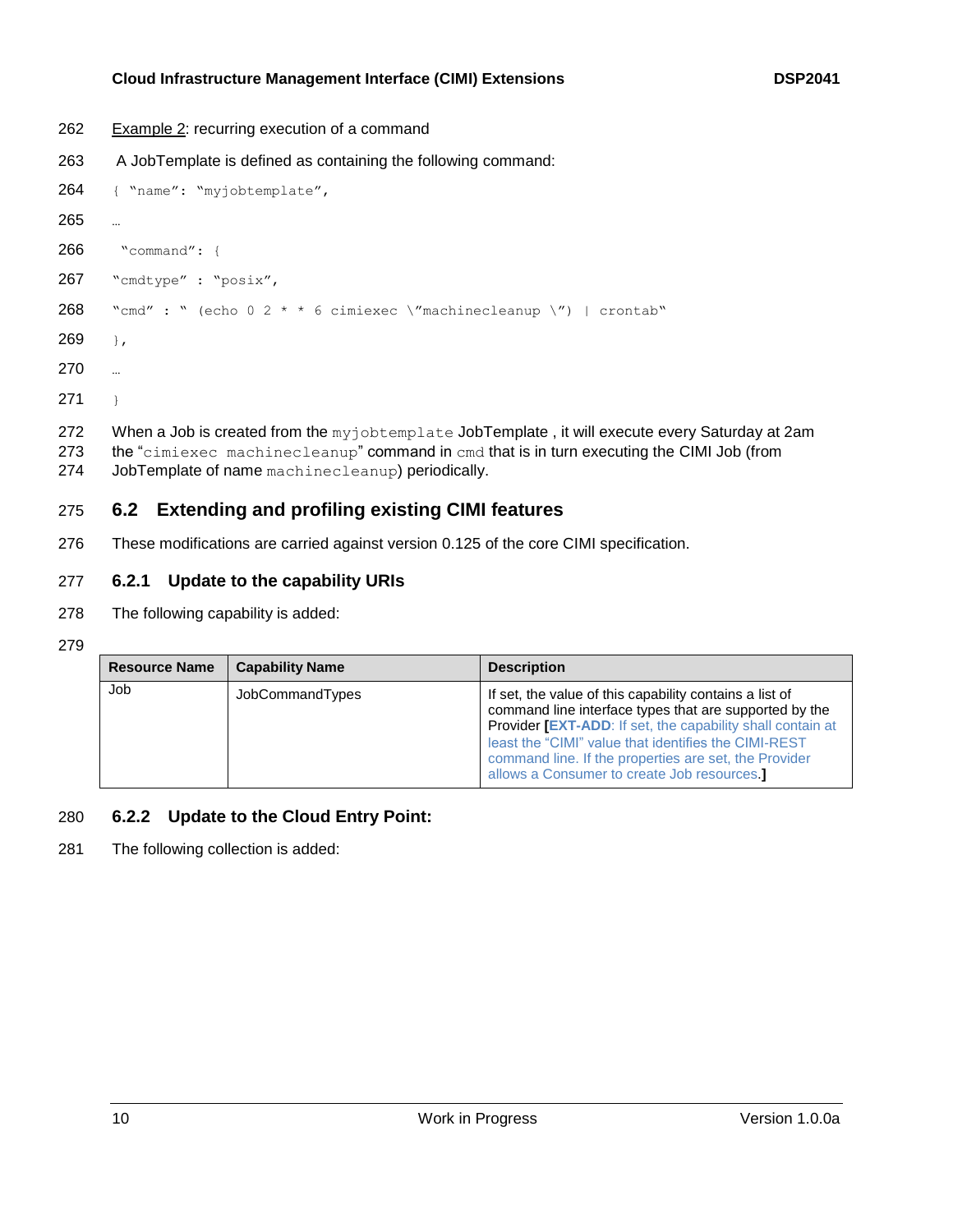Example 2: recurring execution of a command

A JobTemplate is defined as containing the following command:

```
{ "name": "myjobtemplate",
…
 "command": {
"cmdtype" : "posix",
"cmd" : " (echo 0 2 * * 6 cimiexec \"machinecleanup \") | crontab"
},
…
}
```

When a Job is created from the `myjobtemplate` JobTemplate , it will execute every Saturday at 2am the "`cimiexec machinecleanup`" command in `cmd` that is in turn executing the CIMI Job (from JobTemplate of name `machinecleanup`) periodically.

## 6.2 Extending and profiling existing CIMI features

These modifications are carried against version 0.125 of the core CIMI specification.

### 6.2.1 Update to the capability URIs

The following capability is added:

| Resource Name | Capability Name | Description |
|---|---|---|
| Job | JobCommandTypes | If set, the value of this capability contains a list of command line interface types that are supported by the Provider **[EXT-ADD**: If set, the capability shall contain at least the "CIMI" value that identifies the CIMI-REST command line. If the properties are set, the Provider allows a Consumer to create Job resources.**]** |

### 6.2.2 Update to the Cloud Entry Point:

The following collection is added: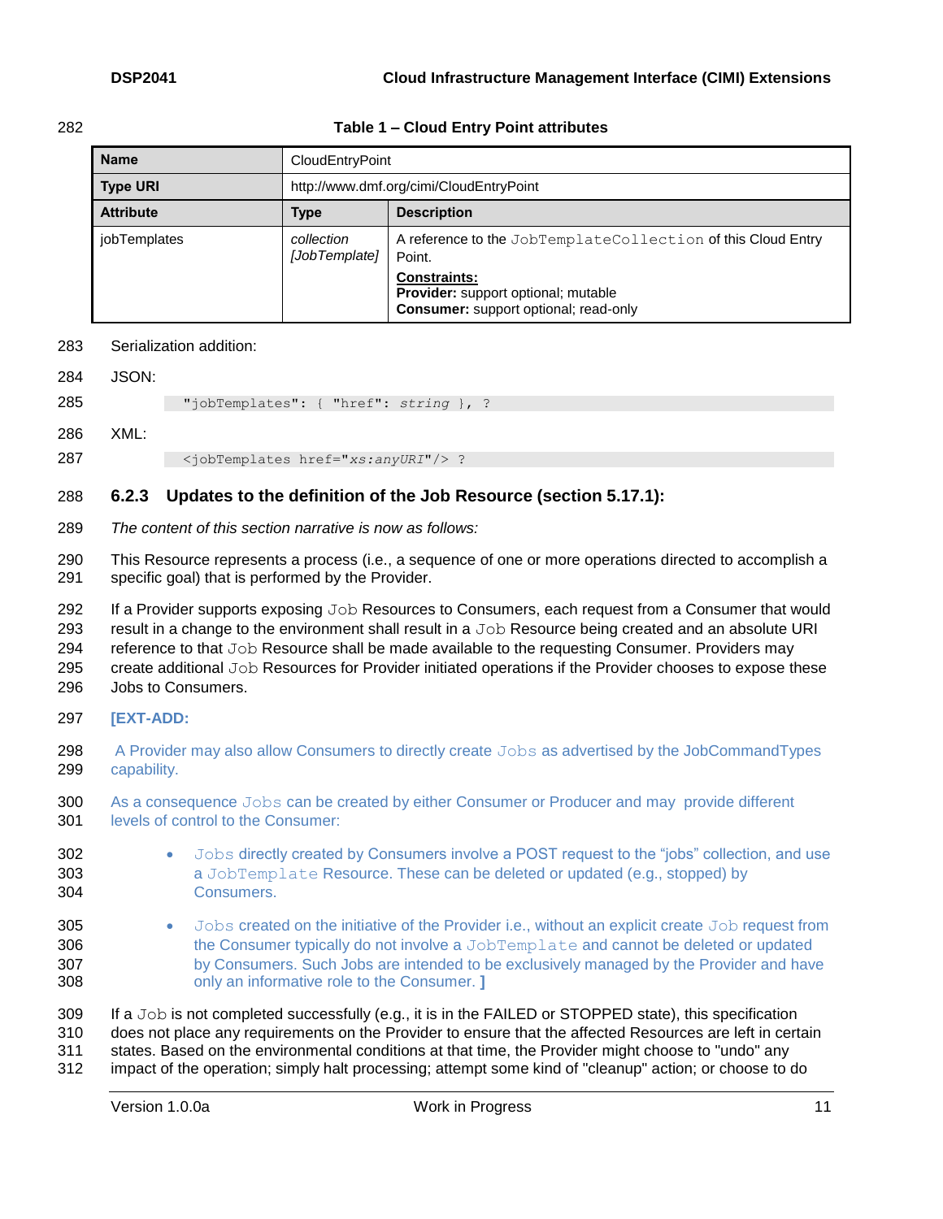**Table 1 – Cloud Entry Point attributes**

| Name | CloudEntryPoint | |
|---|---|---|
| **Type URI** | http://www.dmf.org/cimi/CloudEntryPoint | |
| **Attribute** | **Type** | **Description** |
| jobTemplates | *collection [JobTemplate]* | A reference to the JobTemplateCollection of this Cloud Entry Point.<br>**Constraints:**<br>**Provider:** support optional; mutable<br>**Consumer:** support optional; read-only |

Serialization addition:

JSON:

```
"jobTemplates": { "href": string }, ?
```

XML:

```
<jobTemplates href="xs:anyURI"/> ?
```

### 6.2.3 Updates to the definition of the Job Resource (section 5.17.1):

*The content of this section narrative is now as follows:*

This Resource represents a process (i.e., a sequence of one or more operations directed to accomplish a specific goal) that is performed by the Provider.

If a Provider supports exposing Job Resources to Consumers, each request from a Consumer that would result in a change to the environment shall result in a Job Resource being created and an absolute URI reference to that Job Resource shall be made available to the requesting Consumer. Providers may create additional Job Resources for Provider initiated operations if the Provider chooses to expose these Jobs to Consumers.

**[EXT-ADD:**

A Provider may also allow Consumers to directly create Jobs as advertised by the JobCommandTypes capability.

As a consequence Jobs can be created by either Consumer or Producer and may provide different levels of control to the Consumer:

- Jobs directly created by Consumers involve a POST request to the "jobs" collection, and use a JobTemplate Resource. These can be deleted or updated (e.g., stopped) by Consumers.
- Jobs created on the initiative of the Provider i.e., without an explicit create Job request from the Consumer typically do not involve a JobTemplate and cannot be deleted or updated by Consumers. Such Jobs are intended to be exclusively managed by the Provider and have only an informative role to the Consumer. **]**

If a Job is not completed successfully (e.g., it is in the FAILED or STOPPED state), this specification does not place any requirements on the Provider to ensure that the affected Resources are left in certain states. Based on the environmental conditions at that time, the Provider might choose to "undo" any impact of the operation; simply halt processing; attempt some kind of "cleanup" action; or choose to do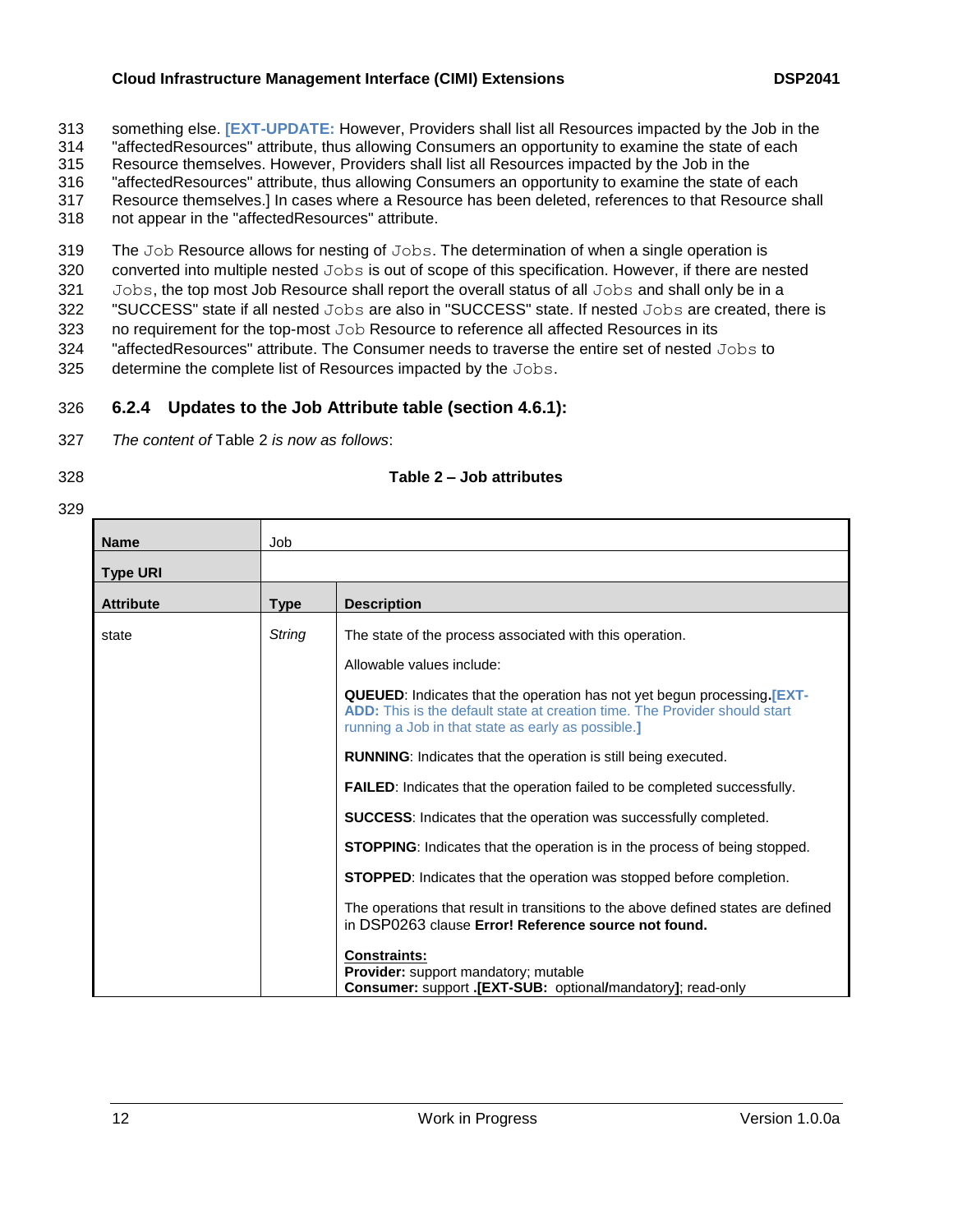something else. **[EXT-UPDATE:** However, Providers shall list all Resources impacted by the Job in the "affectedResources" attribute, thus allowing Consumers an opportunity to examine the state of each Resource themselves. However, Providers shall list all Resources impacted by the Job in the "affectedResources" attribute, thus allowing Consumers an opportunity to examine the state of each Resource themselves.] In cases where a Resource has been deleted, references to that Resource shall not appear in the "affectedResources" attribute.

The `Job` Resource allows for nesting of `Jobs`. The determination of when a single operation is converted into multiple nested `Jobs` is out of scope of this specification. However, if there are nested `Jobs`, the top most Job Resource shall report the overall status of all `Jobs` and shall only be in a "SUCCESS" state if all nested `Jobs` are also in "SUCCESS" state. If nested `Jobs` are created, there is no requirement for the top-most `Job` Resource to reference all affected Resources in its "affectedResources" attribute. The Consumer needs to traverse the entire set of nested `Jobs` to determine the complete list of Resources impacted by the `Jobs`.

### 6.2.4 Updates to the Job Attribute table (section 4.6.1):

*The content of* Table 2 *is now as follows*:

**Table 2 – Job attributes**

| **Name** | Job | |
|---|---|---|
| **Type URI** | | |
| **Attribute** | **Type** | **Description** |
| state | *String* | The state of the process associated with this operation.<br><br>Allowable values include:<br><br>**QUEUED**: Indicates that the operation has not yet begun processing.**[EXT-ADD:** This is the default state at creation time. The Provider should start running a Job in that state as early as possible.**]**<br><br>**RUNNING**: Indicates that the operation is still being executed.<br><br>**FAILED**: Indicates that the operation failed to be completed successfully.<br><br>**SUCCESS**: Indicates that the operation was successfully completed.<br><br>**STOPPING**: Indicates that the operation is in the process of being stopped.<br><br>**STOPPED**: Indicates that the operation was stopped before completion.<br><br>The operations that result in transitions to the above defined states are defined in DSP0263 clause **Error! Reference source not found.**<br><br>**Constraints:**<br>**Provider:** support mandatory; mutable<br>**Consumer:** support **.[EXT-SUB:** optional**/**mandatory**]**; read-only |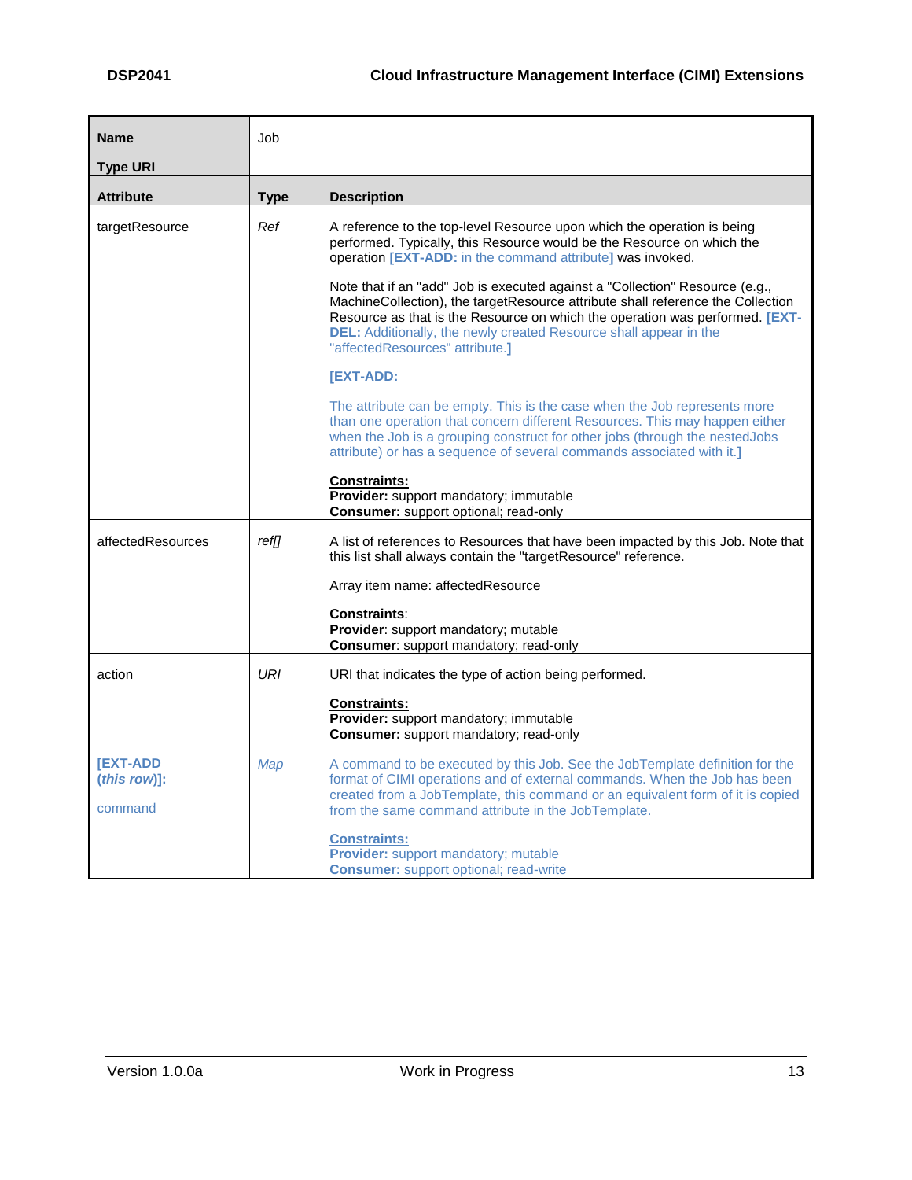| Name | Job | |
|---|---|---|
| **Type URI** | | |
| **Attribute** | **Type** | **Description** |
| targetResource | *Ref* | A reference to the top-level Resource upon which the operation is being performed. Typically, this Resource would be the Resource on which the operation **[EXT-ADD:** in the command attribute**]** was invoked.<br><br>Note that if an "add" Job is executed against a "Collection" Resource (e.g., MachineCollection), the targetResource attribute shall reference the Collection Resource as that is the Resource on which the operation was performed. **[EXT-DEL:** Additionally, the newly created Resource shall appear in the "affectedResources" attribute.**]**<br><br>**[EXT-ADD:**<br><br>The attribute can be empty. This is the case when the Job represents more than one operation that concern different Resources. This may happen either when the Job is a grouping construct for other jobs (through the nestedJobs attribute) or has a sequence of several commands associated with it.**]**<br><br>**<u>Constraints:</u>**<br>**Provider:** support mandatory; immutable<br>**Consumer:** support optional; read-only |
| affectedResources | *ref[]* | A list of references to Resources that have been impacted by this Job. Note that this list shall always contain the "targetResource" reference.<br><br>Array item name: affectedResource<br><br>**<u>Constraints</u>**:<br>**Provider**: support mandatory; mutable<br>**Consumer**: support mandatory; read-only |
| action | *URI* | URI that indicates the type of action being performed.<br><br>**<u>Constraints:</u>**<br>**Provider:** support mandatory; immutable<br>**Consumer:** support mandatory; read-only |
| **[EXT-ADD (*this row*)]:**<br><br>command | *Map* | A command to be executed by this Job. See the JobTemplate definition for the format of CIMI operations and of external commands. When the Job has been created from a JobTemplate, this command or an equivalent form of it is copied from the same command attribute in the JobTemplate.<br><br>**<u>Constraints:</u>**<br>**Provider:** support mandatory; mutable<br>**Consumer:** support optional; read-write |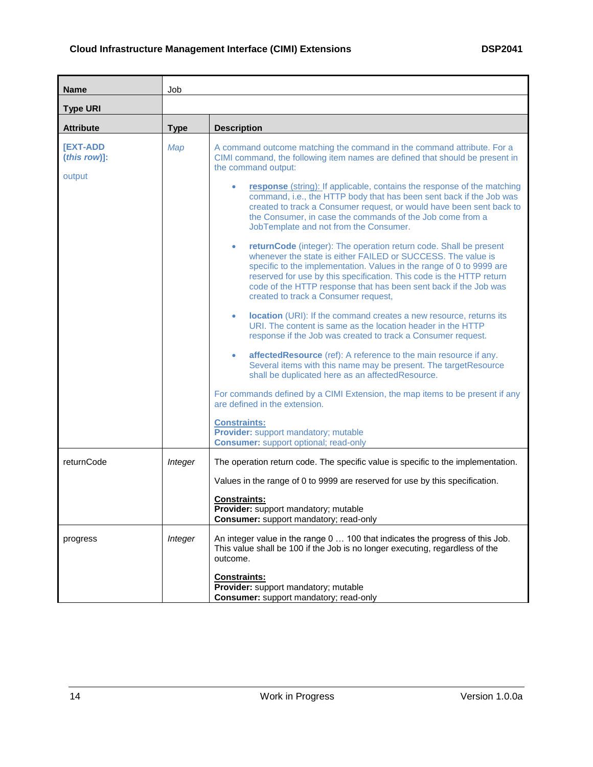| **Name** | Job | |
|---|---|---|
| **Type URI** | | |
| **Attribute** | **Type** | **Description** |
| **[EXT-ADD (*this row*)]:** output | *Map* | A command outcome matching the command in the command attribute. For a CIMI command, the following item names are defined that should be present in the command output:<br><br>• **response** (string): If applicable, contains the response of the matching command, i.e., the HTTP body that has been sent back if the Job was created to track a Consumer request, or would have been sent back to the Consumer, in case the commands of the Job come from a JobTemplate and not from the Consumer.<br><br>• **returnCode** (integer): The operation return code. Shall be present whenever the state is either FAILED or SUCCESS. The value is specific to the implementation. Values in the range of 0 to 9999 are reserved for use by this specification. This code is the HTTP return code of the HTTP response that has been sent back if the Job was created to track a Consumer request,<br><br>• **location** (URI): If the command creates a new resource, returns its URI. The content is same as the location header in the HTTP response if the Job was created to track a Consumer request.<br><br>• **affectedResource** (ref): A reference to the main resource if any. Several items with this name may be present. The targetResource shall be duplicated here as an affectedResource.<br><br>For commands defined by a CIMI Extension, the map items to be present if any are defined in the extension.<br><br>**Constraints:**<br>**Provider:** support mandatory; mutable<br>**Consumer:** support optional; read-only |
| returnCode | *Integer* | The operation return code. The specific value is specific to the implementation.<br><br>Values in the range of 0 to 9999 are reserved for use by this specification.<br><br>**Constraints:**<br>**Provider:** support mandatory; mutable<br>**Consumer:** support mandatory; read-only |
| progress | *Integer* | An integer value in the range 0 … 100 that indicates the progress of this Job. This value shall be 100 if the Job is no longer executing, regardless of the outcome.<br><br>**Constraints:**<br>**Provider:** support mandatory; mutable<br>**Consumer:** support mandatory; read-only |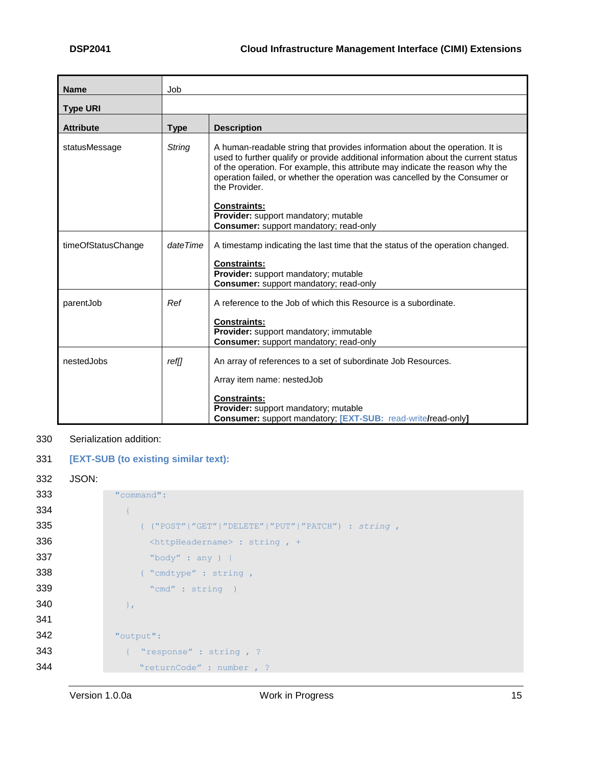| Name | Job | |
|---|---|---|
| **Type URI** | | |
| **Attribute** | **Type** | **Description** |
| statusMessage | *String* | A human-readable string that provides information about the operation. It is used to further qualify or provide additional information about the current status of the operation. For example, this attribute may indicate the reason why the operation failed, or whether the operation was cancelled by the Consumer or the Provider.<br><br>**Constraints:**<br>**Provider:** support mandatory; mutable<br>**Consumer:** support mandatory; read-only |
| timeOfStatusChange | *dateTime* | A timestamp indicating the last time that the status of the operation changed.<br><br>**Constraints:**<br>**Provider:** support mandatory; mutable<br>**Consumer:** support mandatory; read-only |
| parentJob | *Ref* | A reference to the Job of which this Resource is a subordinate.<br><br>**Constraints:**<br>**Provider:** support mandatory; immutable<br>**Consumer:** support mandatory; read-only |
| nestedJobs | *ref[]* | An array of references to a set of subordinate Job Resources.<br><br>Array item name: nestedJob<br><br>**Constraints:**<br>**Provider:** support mandatory; mutable<br>**Consumer:** support mandatory; **[EXT-SUB:** read-write**/**read-only**]** |

Serialization addition:

**[EXT-SUB (to existing similar text):**

JSON:

```
"command":
  {
    ( ("POST"|"GET"|"DELETE"|"PUT"|"PATCH") : string ,
      <httpHeadername> : string , +
      "body" : any ) |
    ( "cmdtype" : string ,
      "cmd" : string  )
  },

"output":
  { "response" : string , ?
    "returnCode" : number , ?
```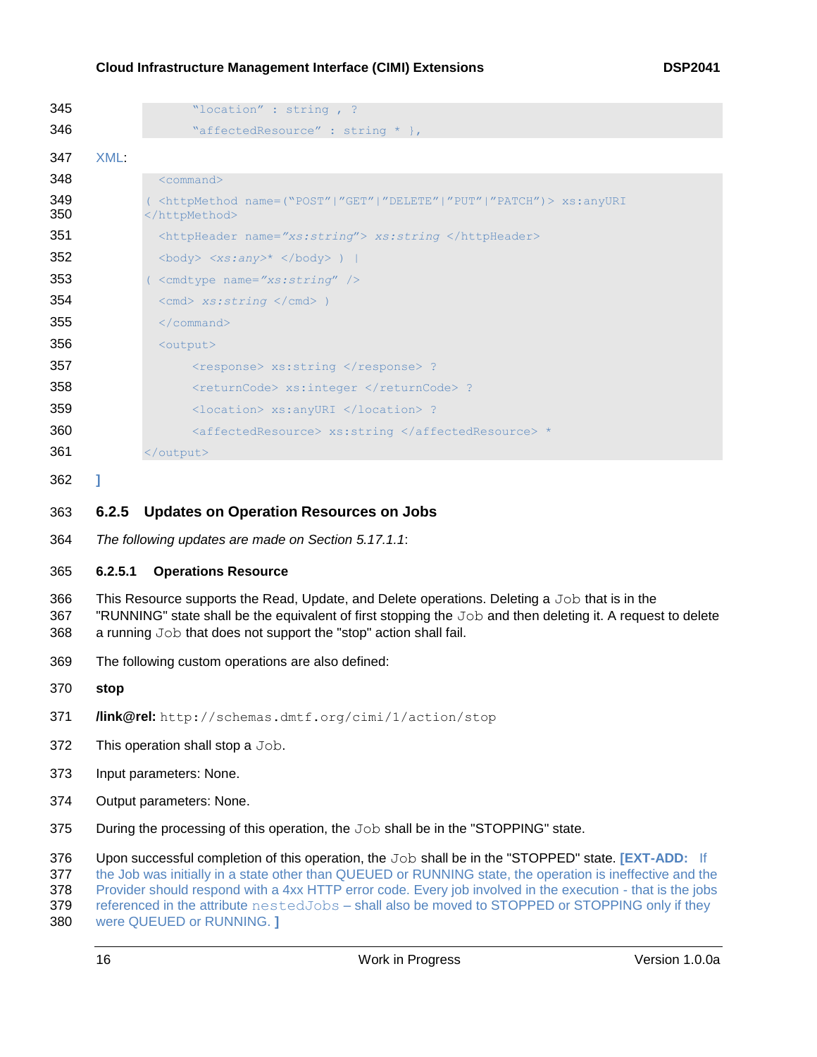```
"location" : string , ?
"affectedResource" : string * },
```

XML:

```
<command>
( <httpMethod name=("POST"|"GET"|"DELETE"|"PUT"|"PATCH")> xs:anyURI
</httpMethod>
  <httpHeader name="xs:string"> xs:string </httpHeader>
  <body> <xs:any>* </body> ) |
( <cmdtype name="xs:string" />
  <cmd> xs:string </cmd> )
  </command>
  <output>
      <response> xs:string </response> ?
      <returnCode> xs:integer </returnCode> ?
      <location> xs:anyURI </location> ?
      <affectedResource> xs:string </affectedResource> *
</output>
```

]

### 6.2.5 Updates on Operation Resources on Jobs

*The following updates are made on Section 5.17.1.1*:

#### 6.2.5.1 Operations Resource

This Resource supports the Read, Update, and Delete operations. Deleting a `Job` that is in the "RUNNING" state shall be the equivalent of first stopping the `Job` and then deleting it. A request to delete a running `Job` that does not support the "stop" action shall fail.

The following custom operations are also defined:

**stop**

**/link@rel:** `http://schemas.dmtf.org/cimi/1/action/stop`

This operation shall stop a `Job`.

Input parameters: None.

Output parameters: None.

During the processing of this operation, the `Job` shall be in the "STOPPING" state.

Upon successful completion of this operation, the `Job` shall be in the "STOPPED" state. **[EXT-ADD:** If the Job was initially in a state other than QUEUED or RUNNING state, the operation is ineffective and the Provider should respond with a 4xx HTTP error code. Every job involved in the execution - that is the jobs referenced in the attribute `nestedJobs` – shall also be moved to STOPPED or STOPPING only if they were QUEUED or RUNNING. **]**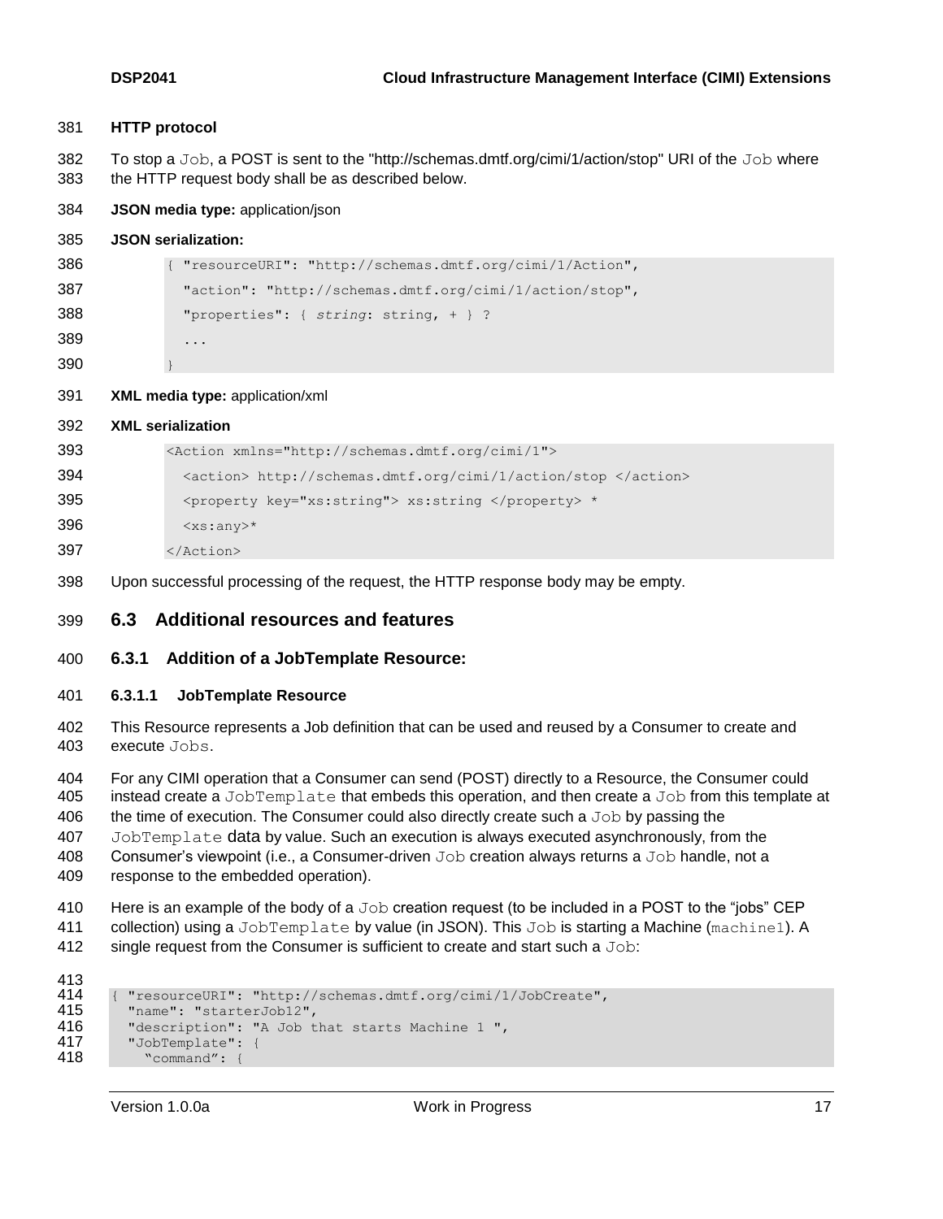**HTTP protocol**

To stop a Job, a POST is sent to the "http://schemas.dmtf.org/cimi/1/action/stop" URI of the Job where the HTTP request body shall be as described below.

**JSON media type:** application/json

**JSON serialization:**

```
{ "resourceURI": "http://schemas.dmtf.org/cimi/1/Action",
  "action": "http://schemas.dmtf.org/cimi/1/action/stop",
  "properties": { string: string, + } ?
  ...
}
```

**XML media type:** application/xml

**XML serialization**

```
<Action xmlns="http://schemas.dmtf.org/cimi/1">
  <action> http://schemas.dmtf.org/cimi/1/action/stop </action>
  <property key="xs:string"> xs:string </property> *
  <xs:any>*
</Action>
```

Upon successful processing of the request, the HTTP response body may be empty.

## 6.3 Additional resources and features

### 6.3.1 Addition of a JobTemplate Resource:

#### 6.3.1.1 JobTemplate Resource

This Resource represents a Job definition that can be used and reused by a Consumer to create and execute Jobs.

For any CIMI operation that a Consumer can send (POST) directly to a Resource, the Consumer could instead create a JobTemplate that embeds this operation, and then create a Job from this template at the time of execution. The Consumer could also directly create such a Job by passing the JobTemplate data by value. Such an execution is always executed asynchronously, from the Consumer's viewpoint (i.e., a Consumer-driven Job creation always returns a Job handle, not a response to the embedded operation).

Here is an example of the body of a Job creation request (to be included in a POST to the "jobs" CEP collection) using a JobTemplate by value (in JSON). This Job is starting a Machine (machine1). A single request from the Consumer is sufficient to create and start such a Job:

```
{ "resourceURI": "http://schemas.dmtf.org/cimi/1/JobCreate",
  "name": "starterJob12",
  "description": "A Job that starts Machine 1 ",
  "JobTemplate": {
    "command": {
```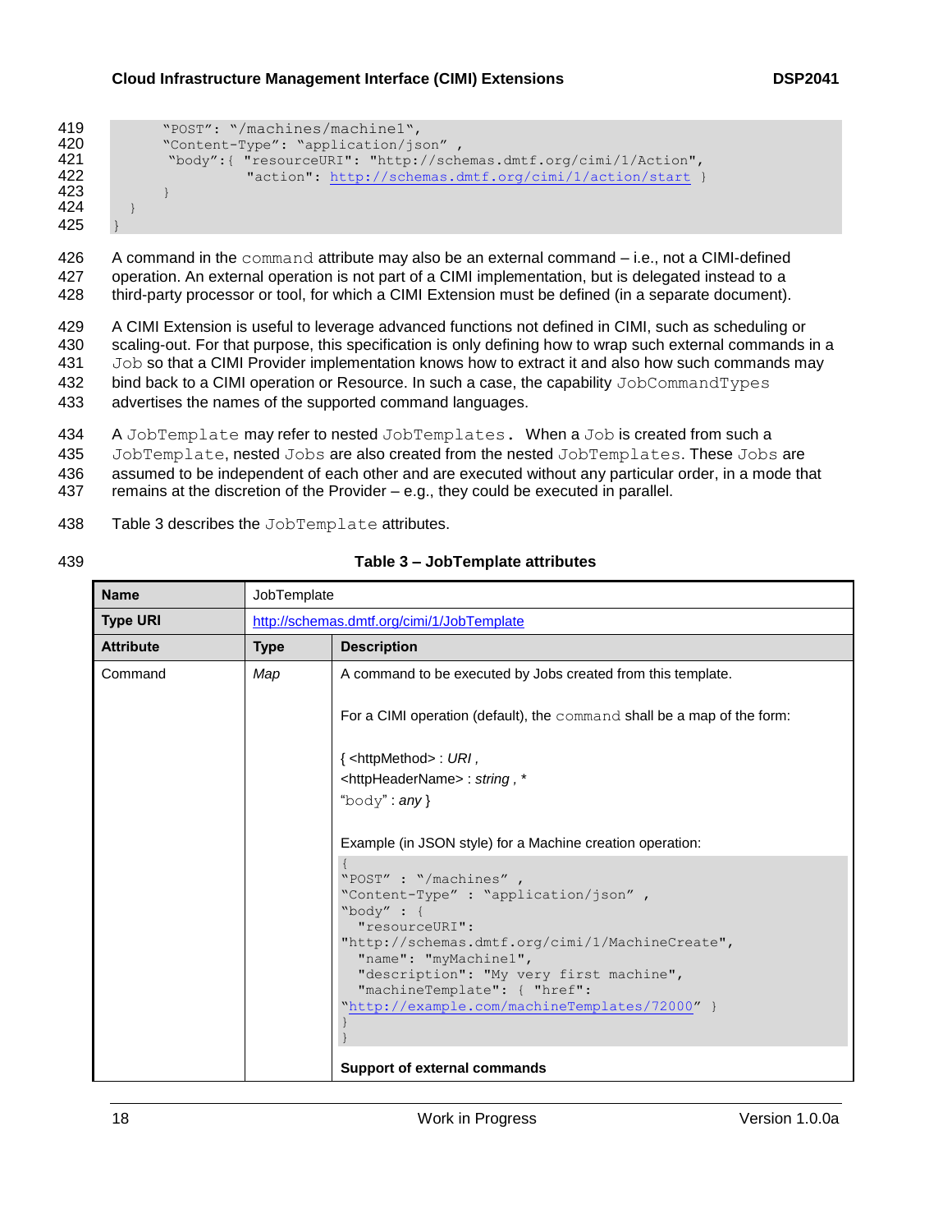```
        "POST": "/machines/machine1",
        "Content-Type": "application/json" ,
        "body":{ "resourceURI": "http://schemas.dmtf.org/cimi/1/Action",
                 "action": http://schemas.dmtf.org/cimi/1/action/start }
        }
    }
}
```

A command in the `command` attribute may also be an external command – i.e., not a CIMI-defined operation. An external operation is not part of a CIMI implementation, but is delegated instead to a third-party processor or tool, for which a CIMI Extension must be defined (in a separate document).

A CIMI Extension is useful to leverage advanced functions not defined in CIMI, such as scheduling or scaling-out. For that purpose, this specification is only defining how to wrap such external commands in a `Job` so that a CIMI Provider implementation knows how to extract it and also how such commands may bind back to a CIMI operation or Resource. In such a case, the capability `JobCommandTypes` advertises the names of the supported command languages.

A `JobTemplate` may refer to nested `JobTemplates.` When a `Job` is created from such a `JobTemplate`, nested `Jobs` are also created from the nested `JobTemplates`. These `Jobs` are assumed to be independent of each other and are executed without any particular order, in a mode that remains at the discretion of the Provider – e.g., they could be executed in parallel.

Table 3 describes the `JobTemplate` attributes.

**Table 3 – JobTemplate attributes**

| **Name** | JobTemplate | |
|---|---|---|
| **Type URI** | http://schemas.dmtf.org/cimi/1/JobTemplate | |
| **Attribute** | **Type** | **Description** |
| Command | *Map* | A command to be executed by Jobs created from this template.<br><br>For a CIMI operation (default), the `command` shall be a map of the form:<br><br>{ <httpMethod> : *URI* ,<br><httpHeaderName> : *string* , *<br>"body" : *any* }<br><br>Example (in JSON style) for a Machine creation operation:<br>`{`<br>`"POST" : "/machines" ,`<br>`"Content-Type" : "application/json" ,`<br>`"body" : {`<br>`"resourceURI":`<br>`"http://schemas.dmtf.org/cimi/1/MachineCreate",`<br>`"name": "myMachine1",`<br>`"description": "My very first machine",`<br>`"machineTemplate": { "href":`<br>`"http://example.com/machineTemplates/72000" }`<br>`}`<br>`}`<br><br>**Support of external commands** |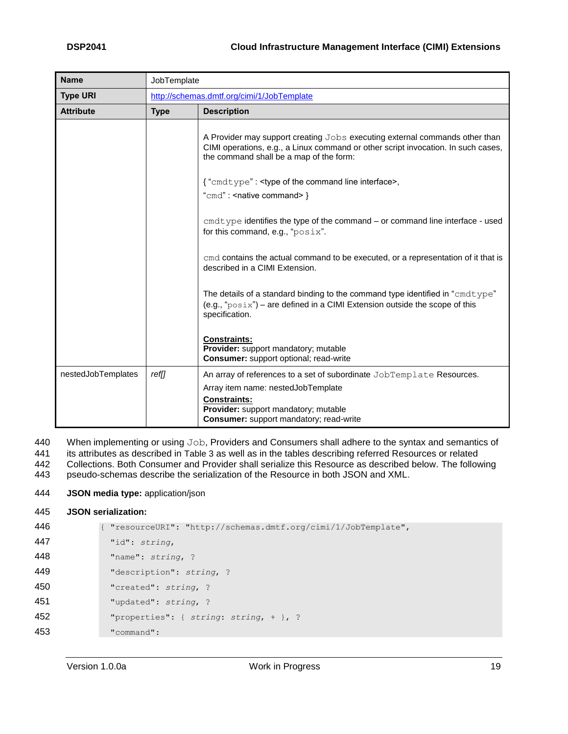| Name | JobTemplate | |
|---|---|---|
| **Type URI** | http://schemas.dmtf.org/cimi/1/JobTemplate | |
| **Attribute** | **Type** | **Description** |
| | | A Provider may support creating Jobs executing external commands other than CIMI operations, e.g., a Linux command or other script invocation. In such cases, the command shall be a map of the form:<br><br>{ "cmdtype" : <type of the command line interface>,<br>"cmd" : <native command> }<br><br>cmdtype identifies the type of the command – or command line interface - used for this command, e.g., "posix".<br><br>cmd contains the actual command to be executed, or a representation of it that is described in a CIMI Extension.<br><br>The details of a standard binding to the command type identified in "cmdtype" (e.g., "posix") – are defined in a CIMI Extension outside the scope of this specification.<br><br>**Constraints:**<br>**Provider:** support mandatory; mutable<br>**Consumer:** support optional; read-write |
| nestedJobTemplates | *ref[]* | An array of references to a set of subordinate JobTemplate Resources.<br>Array item name: nestedJobTemplate<br>**Constraints:**<br>**Provider:** support mandatory; mutable<br>**Consumer:** support mandatory; read-write |

440 When implementing or using Job, Providers and Consumers shall adhere to the syntax and semantics of
441 its attributes as described in Table 3 as well as in the tables describing referred Resources or related
442 Collections. Both Consumer and Provider shall serialize this Resource as described below. The following
443 pseudo-schemas describe the serialization of the Resource in both JSON and XML.

444 **JSON media type:** application/json

445 **JSON serialization:**

```
446  { "resourceURI": "http://schemas.dmtf.org/cimi/1/JobTemplate",
447    "id": string,
448    "name": string, ?
449    "description": string, ?
450    "created": string, ?
451    "updated": string, ?
452    "properties": { string: string, + }, ?
453    "command":
```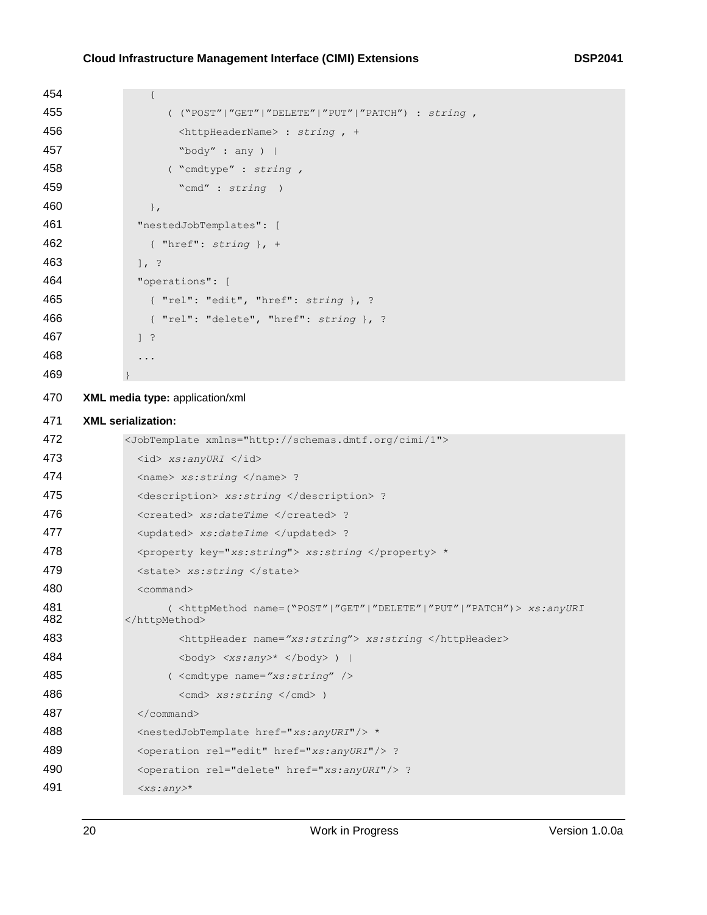```
    {
      ( ("POST"|"GET"|"DELETE"|"PUT"|"PATCH") : string ,
        <httpHeaderName> : string , +
        "body" : any ) |
      ( "cmdtype" : string ,
        "cmd" : string  )
    },
  "nestedJobTemplates": [
    { "href": string }, +
  ], ?
  "operations": [
    { "rel": "edit", "href": string }, ?
    { "rel": "delete", "href": string }, ?
  ] ?
  ...
}
```

**XML media type:** application/xml

**XML serialization:**

```
<JobTemplate xmlns="http://schemas.dmtf.org/cimi/1">
  <id> xs:anyURI </id>
  <name> xs:string </name> ?
  <description> xs:string </description> ?
  <created> xs:dateTime </created> ?
  <updated> xs:dateIime </updated> ?
  <property key="xs:string"> xs:string </property> *
  <state> xs:string </state>
  <command>
      ( <httpMethod name=("POST"|"GET"|"DELETE"|"PUT"|"PATCH")> xs:anyURI
</httpMethod>
        <httpHeader name="xs:string"> xs:string </httpHeader>
        <body> <xs:any>* </body> ) |
      ( <cmdtype name="xs:string" />
        <cmd> xs:string </cmd> )
  </command>
  <nestedJobTemplate href="xs:anyURI"/> *
  <operation rel="edit" href="xs:anyURI"/> ?
  <operation rel="delete" href="xs:anyURI"/> ?
  <xs:any>*
```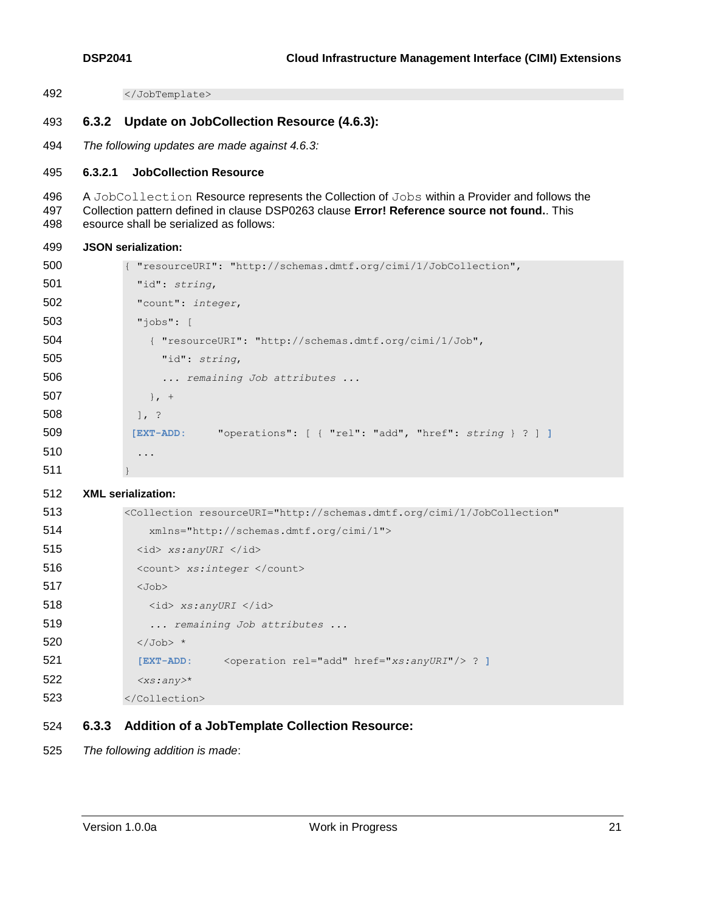```
</JobTemplate>
```

### 6.3.2 Update on JobCollection Resource (4.6.3):

*The following updates are made against 4.6.3:*

#### 6.3.2.1 JobCollection Resource

A `JobCollection` Resource represents the Collection of `Jobs` within a Provider and follows the Collection pattern defined in clause DSP0263 clause **Error! Reference source not found.**. This esource shall be serialized as follows:

**JSON serialization:**

```
{ "resourceURI": "http://schemas.dmtf.org/cimi/1/JobCollection",
  "id": string,
  "count": integer,
  "jobs": [
    { "resourceURI": "http://schemas.dmtf.org/cimi/1/Job",
      "id": string,
      ... remaining Job attributes ...
    }, +
  ], ?
 [EXT-ADD:     "operations": [ { "rel": "add", "href": string } ? ] ]
  ...
}
```

**XML serialization:**

```
<Collection resourceURI="http://schemas.dmtf.org/cimi/1/JobCollection"
    xmlns="http://schemas.dmtf.org/cimi/1">
  <id> xs:anyURI </id>
  <count> xs:integer </count>
  <Job>
    <id> xs:anyURI </id>
    ... remaining Job attributes ...
  </Job> *
  [EXT-ADD:     <operation rel="add" href="xs:anyURI"/> ? ]
  <xs:any>*
</Collection>
```

### 6.3.3 Addition of a JobTemplate Collection Resource:

*The following addition is made*: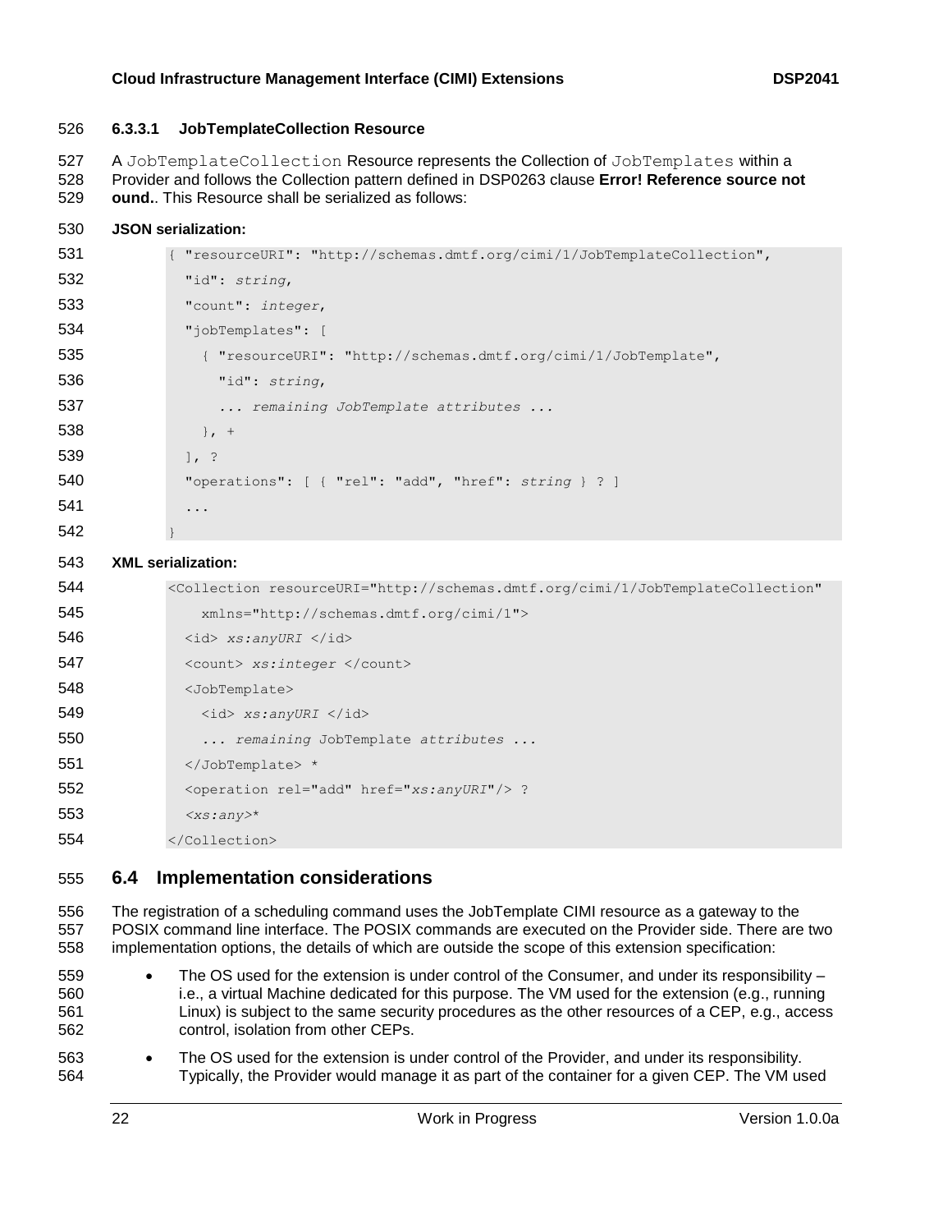#### 6.3.3.1 JobTemplateCollection Resource

A `JobTemplateCollection` Resource represents the Collection of `JobTemplates` within a Provider and follows the Collection pattern defined in DSP0263 clause **Error! Reference source not ound.**. This Resource shall be serialized as follows:

**JSON serialization:**

```
{ "resourceURI": "http://schemas.dmtf.org/cimi/1/JobTemplateCollection",
  "id": string,
  "count": integer,
  "jobTemplates": [
    { "resourceURI": "http://schemas.dmtf.org/cimi/1/JobTemplate",
      "id": string,
      ... remaining JobTemplate attributes ...
    }, +
  ], ?
  "operations": [ { "rel": "add", "href": string } ? ]
  ...
}
```

**XML serialization:**

```
<Collection resourceURI="http://schemas.dmtf.org/cimi/1/JobTemplateCollection"
    xmlns="http://schemas.dmtf.org/cimi/1">
  <id> xs:anyURI </id>
  <count> xs:integer </count>
  <JobTemplate>
    <id> xs:anyURI </id>
    ... remaining JobTemplate attributes ...
  </JobTemplate> *
  <operation rel="add" href="xs:anyURI"/> ?
  <xs:any>*
</Collection>
```

## 6.4 Implementation considerations

The registration of a scheduling command uses the JobTemplate CIMI resource as a gateway to the POSIX command line interface. The POSIX commands are executed on the Provider side. There are two implementation options, the details of which are outside the scope of this extension specification:

- The OS used for the extension is under control of the Consumer, and under its responsibility – i.e., a virtual Machine dedicated for this purpose. The VM used for the extension (e.g., running Linux) is subject to the same security procedures as the other resources of a CEP, e.g., access control, isolation from other CEPs.
- The OS used for the extension is under control of the Provider, and under its responsibility. Typically, the Provider would manage it as part of the container for a given CEP. The VM used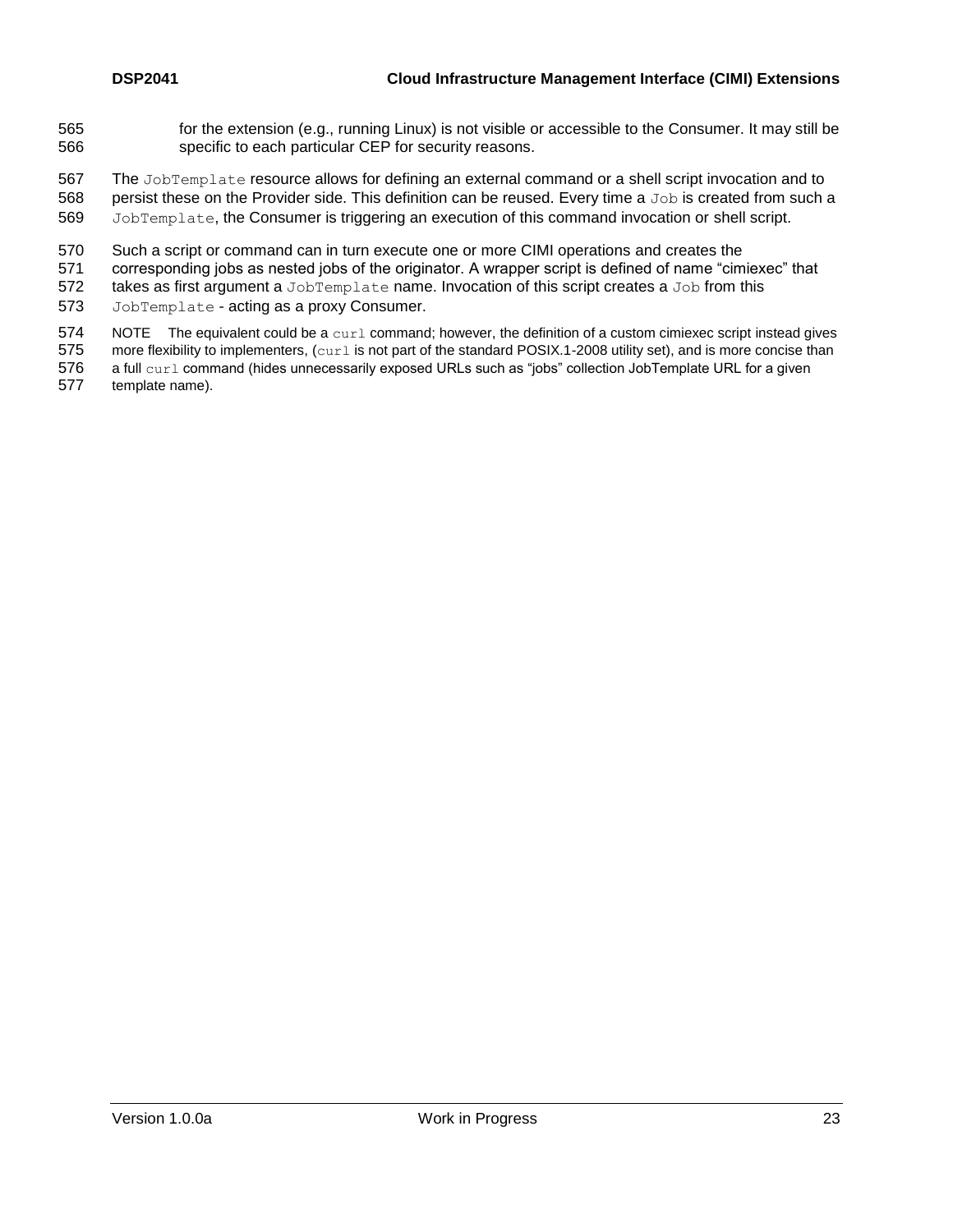for the extension (e.g., running Linux) is not visible or accessible to the Consumer. It may still be specific to each particular CEP for security reasons.

The `JobTemplate` resource allows for defining an external command or a shell script invocation and to persist these on the Provider side. This definition can be reused. Every time a `Job` is created from such a `JobTemplate`, the Consumer is triggering an execution of this command invocation or shell script.

Such a script or command can in turn execute one or more CIMI operations and creates the corresponding jobs as nested jobs of the originator. A wrapper script is defined of name "cimiexec" that takes as first argument a `JobTemplate` name. Invocation of this script creates a `Job` from this `JobTemplate` - acting as a proxy Consumer.

NOTE The equivalent could be a `curl` command; however, the definition of a custom cimiexec script instead gives more flexibility to implementers, (`curl` is not part of the standard POSIX.1-2008 utility set), and is more concise than a full `curl` command (hides unnecessarily exposed URLs such as "jobs" collection JobTemplate URL for a given template name).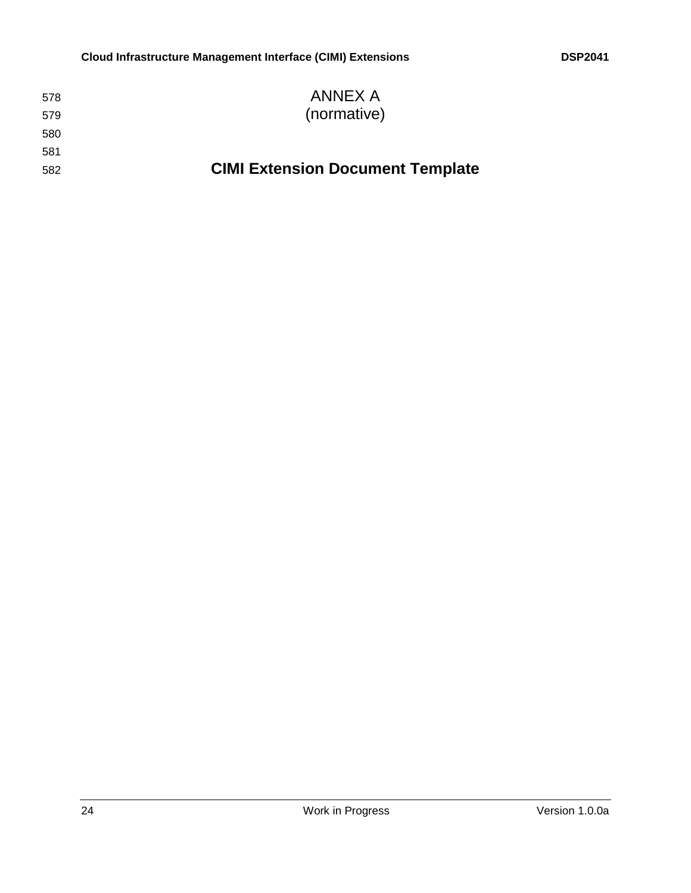ANNEX A

(normative)

# CIMI Extension Document Template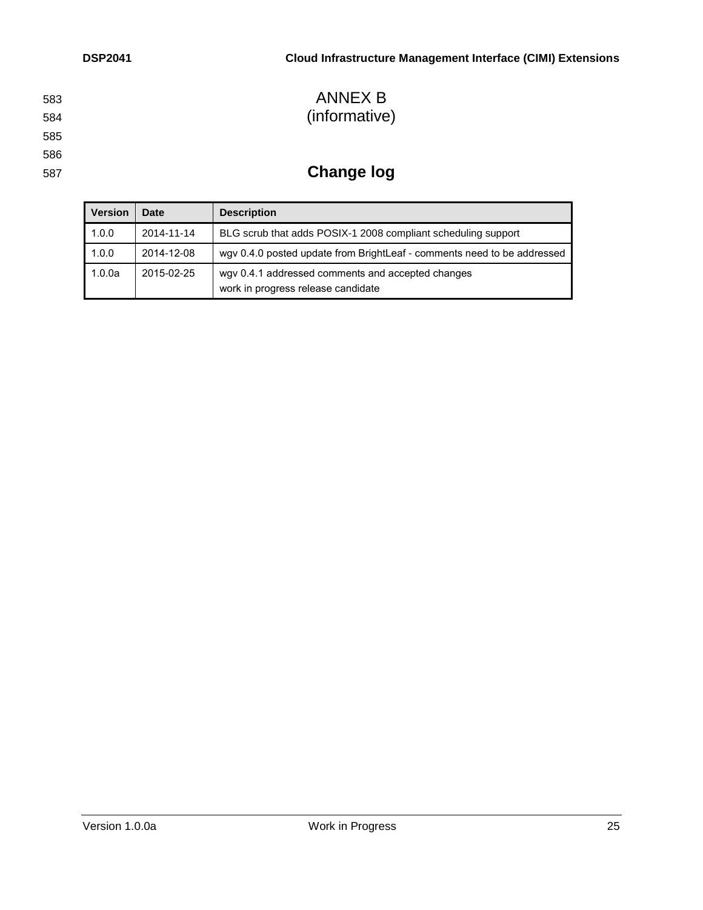# ANNEX B
(informative)

# Change log

| Version | Date | Description |
|---|---|---|
| 1.0.0 | 2014-11-14 | BLG scrub that adds POSIX-1 2008 compliant scheduling support |
| 1.0.0 | 2014-12-08 | wgv 0.4.0 posted update from BrightLeaf - comments need to be addressed |
| 1.0.0a | 2015-02-25 | wgv 0.4.1 addressed comments and accepted changes<br>work in progress release candidate |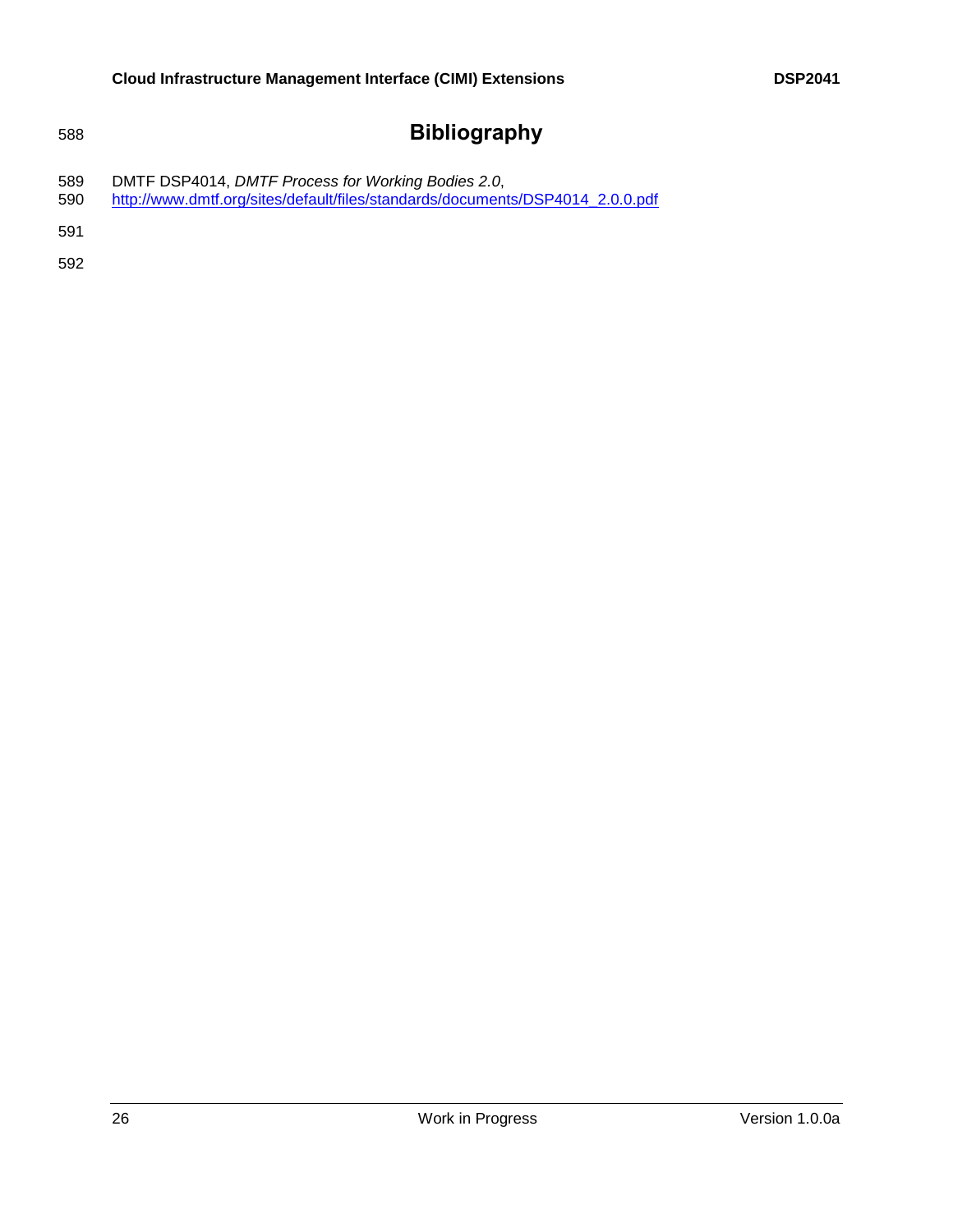# Bibliography

DMTF DSP4014, *DMTF Process for Working Bodies 2.0*,
http://www.dmtf.org/sites/default/files/standards/documents/DSP4014_2.0.0.pdf